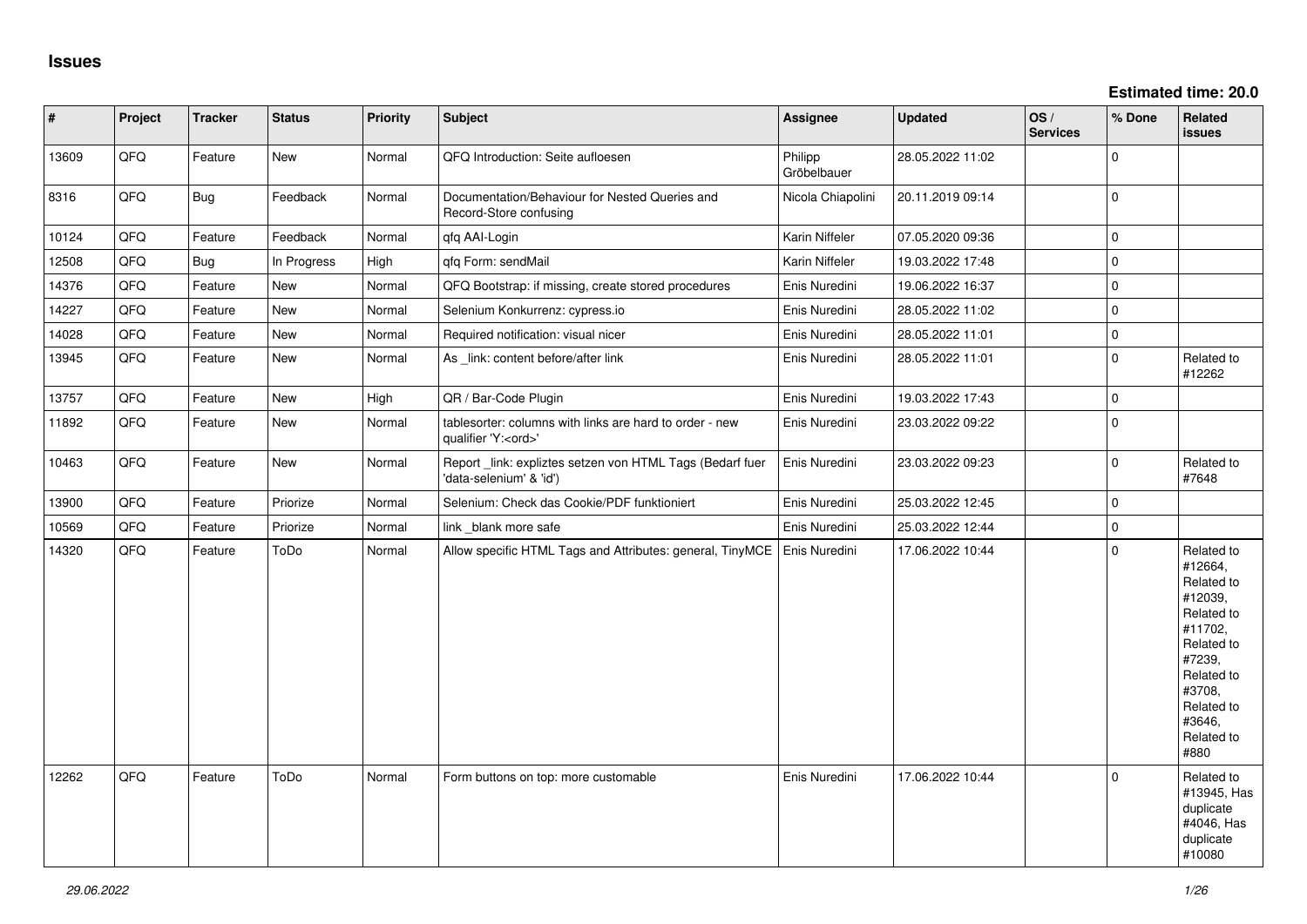## Issues

**Estimated time: 20.0**

| # | Project | Tracker | Status | Priority | Subject | Assignee | Updated | OS / Services | % Done | Related issues |
|---|---|---|---|---|---|---|---|---|---|---|
| 13609 | QFQ | Feature | New | Normal | QFQ Introduction: Seite aufloesen | Philipp Gröbelbauer | 28.05.2022 11:02 | | 0 | |
| 8316 | QFQ | Bug | Feedback | Normal | Documentation/Behaviour for Nested Queries and Record-Store confusing | Nicola Chiapolini | 20.11.2019 09:14 | | 0 | |
| 10124 | QFQ | Feature | Feedback | Normal | qfq AAI-Login | Karin Niffeler | 07.05.2020 09:36 | | 0 | |
| 12508 | QFQ | Bug | In Progress | High | qfq Form: sendMail | Karin Niffeler | 19.03.2022 17:48 | | 0 | |
| 14376 | QFQ | Feature | New | Normal | QFQ Bootstrap: if missing, create stored procedures | Enis Nuredini | 19.06.2022 16:37 | | 0 | |
| 14227 | QFQ | Feature | New | Normal | Selenium Konkurrenz: cypress.io | Enis Nuredini | 28.05.2022 11:02 | | 0 | |
| 14028 | QFQ | Feature | New | Normal | Required notification: visual nicer | Enis Nuredini | 28.05.2022 11:01 | | 0 | |
| 13945 | QFQ | Feature | New | Normal | As _link: content before/after link | Enis Nuredini | 28.05.2022 11:01 | | 0 | Related to #12262 |
| 13757 | QFQ | Feature | New | High | QR / Bar-Code Plugin | Enis Nuredini | 19.03.2022 17:43 | | 0 | |
| 11892 | QFQ | Feature | New | Normal | tablesorter: columns with links are hard to order - new qualifier 'Y:<ord>' | Enis Nuredini | 23.03.2022 09:22 | | 0 | |
| 10463 | QFQ | Feature | New | Normal | Report _link: expliztes setzen von HTML Tags (Bedarf fuer 'data-selenium' & 'id') | Enis Nuredini | 23.03.2022 09:23 | | 0 | Related to #7648 |
| 13900 | QFQ | Feature | Priorize | Normal | Selenium: Check das Cookie/PDF funktioniert | Enis Nuredini | 25.03.2022 12:45 | | 0 | |
| 10569 | QFQ | Feature | Priorize | Normal | link _blank more safe | Enis Nuredini | 25.03.2022 12:44 | | 0 | |
| 14320 | QFQ | Feature | ToDo | Normal | Allow specific HTML Tags and Attributes: general, TinyMCE | Enis Nuredini | 17.06.2022 10:44 | | 0 | Related to #12664, Related to #12039, Related to #11702, Related to #7239, Related to #3708, Related to #3646, Related to #880 |
| 12262 | QFQ | Feature | ToDo | Normal | Form buttons on top: more customable | Enis Nuredini | 17.06.2022 10:44 | | 0 | Related to #13945, Has duplicate #4046, Has duplicate #10080 |

*29.06.2022*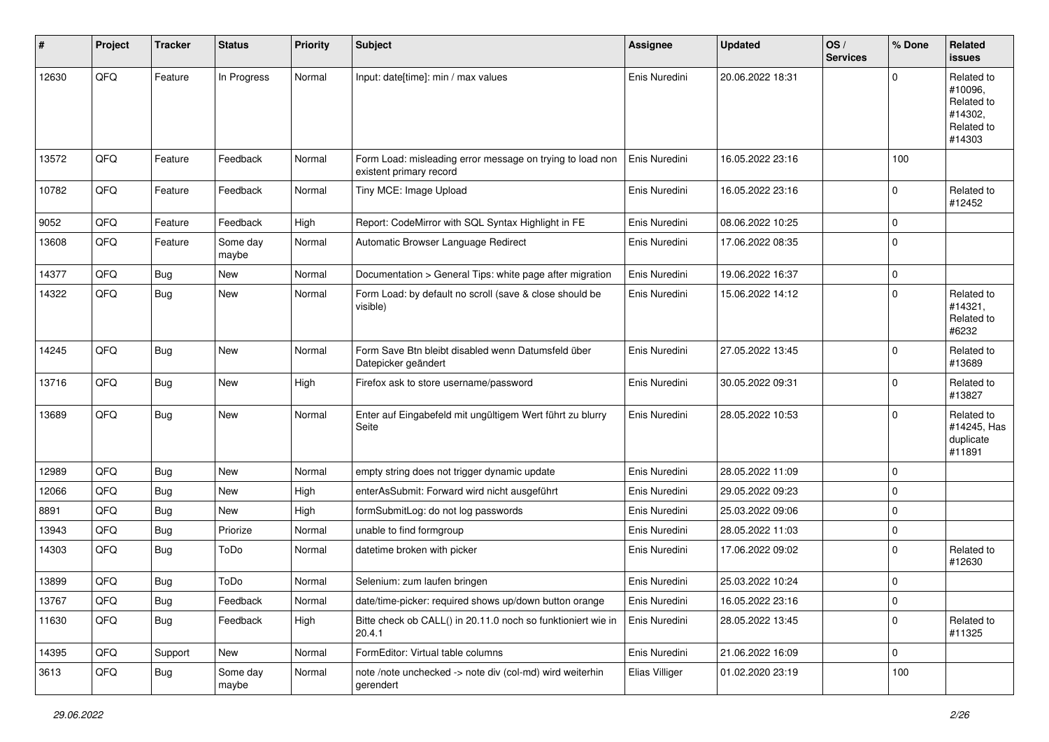| # | Project | Tracker | Status | Priority | Subject | Assignee | Updated | OS / Services | % Done | Related issues |
|---|---|---|---|---|---|---|---|---|---|---|
| 12630 | QFQ | Feature | In Progress | Normal | Input: date[time]: min / max values | Enis Nuredini | 20.06.2022 18:31 | | 0 | Related to #10096, Related to #14302, Related to #14303 |
| 13572 | QFQ | Feature | Feedback | Normal | Form Load: misleading error message on trying to load non existent primary record | Enis Nuredini | 16.05.2022 23:16 | | 100 | |
| 10782 | QFQ | Feature | Feedback | Normal | Tiny MCE: Image Upload | Enis Nuredini | 16.05.2022 23:16 | | 0 | Related to #12452 |
| 9052 | QFQ | Feature | Feedback | High | Report: CodeMirror with SQL Syntax Highlight in FE | Enis Nuredini | 08.06.2022 10:25 | | 0 | |
| 13608 | QFQ | Feature | Some day maybe | Normal | Automatic Browser Language Redirect | Enis Nuredini | 17.06.2022 08:35 | | 0 | |
| 14377 | QFQ | Bug | New | Normal | Documentation > General Tips: white page after migration | Enis Nuredini | 19.06.2022 16:37 | | 0 | |
| 14322 | QFQ | Bug | New | Normal | Form Load: by default no scroll (save & close should be visible) | Enis Nuredini | 15.06.2022 14:12 | | 0 | Related to #14321, Related to #6232 |
| 14245 | QFQ | Bug | New | Normal | Form Save Btn bleibt disabled wenn Datumsfeld über Datepicker geändert | Enis Nuredini | 27.05.2022 13:45 | | 0 | Related to #13689 |
| 13716 | QFQ | Bug | New | High | Firefox ask to store username/password | Enis Nuredini | 30.05.2022 09:31 | | 0 | Related to #13827 |
| 13689 | QFQ | Bug | New | Normal | Enter auf Eingabefeld mit ungültigem Wert führt zu blurry Seite | Enis Nuredini | 28.05.2022 10:53 | | 0 | Related to #14245, Has duplicate #11891 |
| 12989 | QFQ | Bug | New | Normal | empty string does not trigger dynamic update | Enis Nuredini | 28.05.2022 11:09 | | 0 | |
| 12066 | QFQ | Bug | New | High | enterAsSubmit: Forward wird nicht ausgeführt | Enis Nuredini | 29.05.2022 09:23 | | 0 | |
| 8891 | QFQ | Bug | New | High | formSubmitLog: do not log passwords | Enis Nuredini | 25.03.2022 09:06 | | 0 | |
| 13943 | QFQ | Bug | Priorize | Normal | unable to find formgroup | Enis Nuredini | 28.05.2022 11:03 | | 0 | |
| 14303 | QFQ | Bug | ToDo | Normal | datetime broken with picker | Enis Nuredini | 17.06.2022 09:02 | | 0 | Related to #12630 |
| 13899 | QFQ | Bug | ToDo | Normal | Selenium: zum laufen bringen | Enis Nuredini | 25.03.2022 10:24 | | 0 | |
| 13767 | QFQ | Bug | Feedback | Normal | date/time-picker: required shows up/down button orange | Enis Nuredini | 16.05.2022 23:16 | | 0 | |
| 11630 | QFQ | Bug | Feedback | High | Bitte check ob CALL() in 20.11.0 noch so funktioniert wie in 20.4.1 | Enis Nuredini | 28.05.2022 13:45 | | 0 | Related to #11325 |
| 14395 | QFQ | Support | New | Normal | FormEditor: Virtual table columns | Enis Nuredini | 21.06.2022 16:09 | | 0 | |
| 3613 | QFQ | Bug | Some day maybe | Normal | note /note unchecked -> note div (col-md) wird weiterhin gerendert | Elias Villiger | 01.02.2020 23:19 | | 100 | |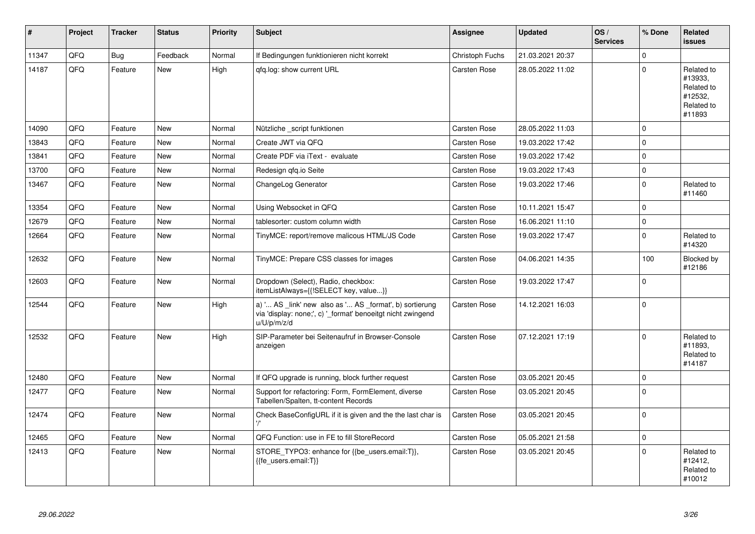| # | Project | Tracker | Status | Priority | Subject | Assignee | Updated | OS / Services | % Done | Related issues |
|---|---|---|---|---|---|---|---|---|---|---|
| 11347 | QFQ | Bug | Feedback | Normal | If Bedingungen funktionieren nicht korrekt | Christoph Fuchs | 21.03.2021 20:37 | | 0 | |
| 14187 | QFQ | Feature | New | High | qfq.log: show current URL | Carsten Rose | 28.05.2022 11:02 | | 0 | Related to #13933, Related to #12532, Related to #11893 |
| 14090 | QFQ | Feature | New | Normal | Nützliche _script funktionen | Carsten Rose | 28.05.2022 11:03 | | 0 | |
| 13843 | QFQ | Feature | New | Normal | Create JWT via QFQ | Carsten Rose | 19.03.2022 17:42 | | 0 | |
| 13841 | QFQ | Feature | New | Normal | Create PDF via iText - evaluate | Carsten Rose | 19.03.2022 17:42 | | 0 | |
| 13700 | QFQ | Feature | New | Normal | Redesign qfq.io Seite | Carsten Rose | 19.03.2022 17:43 | | 0 | |
| 13467 | QFQ | Feature | New | Normal | ChangeLog Generator | Carsten Rose | 19.03.2022 17:46 | | 0 | Related to #11460 |
| 13354 | QFQ | Feature | New | Normal | Using Websocket in QFQ | Carsten Rose | 10.11.2021 15:47 | | 0 | |
| 12679 | QFQ | Feature | New | Normal | tablesorter: custom column width | Carsten Rose | 16.06.2021 11:10 | | 0 | |
| 12664 | QFQ | Feature | New | Normal | TinyMCE: report/remove malicous HTML/JS Code | Carsten Rose | 19.03.2022 17:47 | | 0 | Related to #14320 |
| 12632 | QFQ | Feature | New | Normal | TinyMCE: Prepare CSS classes for images | Carsten Rose | 04.06.2021 14:35 | | 100 | Blocked by #12186 |
| 12603 | QFQ | Feature | New | Normal | Dropdown (Select), Radio, checkbox: itemListAlways={{!SELECT key, value...}} | Carsten Rose | 19.03.2022 17:47 | | 0 | |
| 12544 | QFQ | Feature | New | High | a) '... AS _link' new also as '... AS _format', b) sortierung via 'display: none;', c) '_format' benoeitgt nicht zwingend u/U/p/m/z/d | Carsten Rose | 14.12.2021 16:03 | | 0 | |
| 12532 | QFQ | Feature | New | High | SIP-Parameter bei Seitenaufruf in Browser-Console anzeigen | Carsten Rose | 07.12.2021 17:19 | | 0 | Related to #11893, Related to #14187 |
| 12480 | QFQ | Feature | New | Normal | If QFQ upgrade is running, block further request | Carsten Rose | 03.05.2021 20:45 | | 0 | |
| 12477 | QFQ | Feature | New | Normal | Support for refactoring: Form, FormElement, diverse Tabellen/Spalten, tt-content Records | Carsten Rose | 03.05.2021 20:45 | | 0 | |
| 12474 | QFQ | Feature | New | Normal | Check BaseConfigURL if it is given and the the last char is '/' | Carsten Rose | 03.05.2021 20:45 | | 0 | |
| 12465 | QFQ | Feature | New | Normal | QFQ Function: use in FE to fill StoreRecord | Carsten Rose | 05.05.2021 21:58 | | 0 | |
| 12413 | QFQ | Feature | New | Normal | STORE_TYPO3: enhance for {{be_users.email:T}}, {{fe_users.email:T}} | Carsten Rose | 03.05.2021 20:45 | | 0 | Related to #12412, Related to #10012 |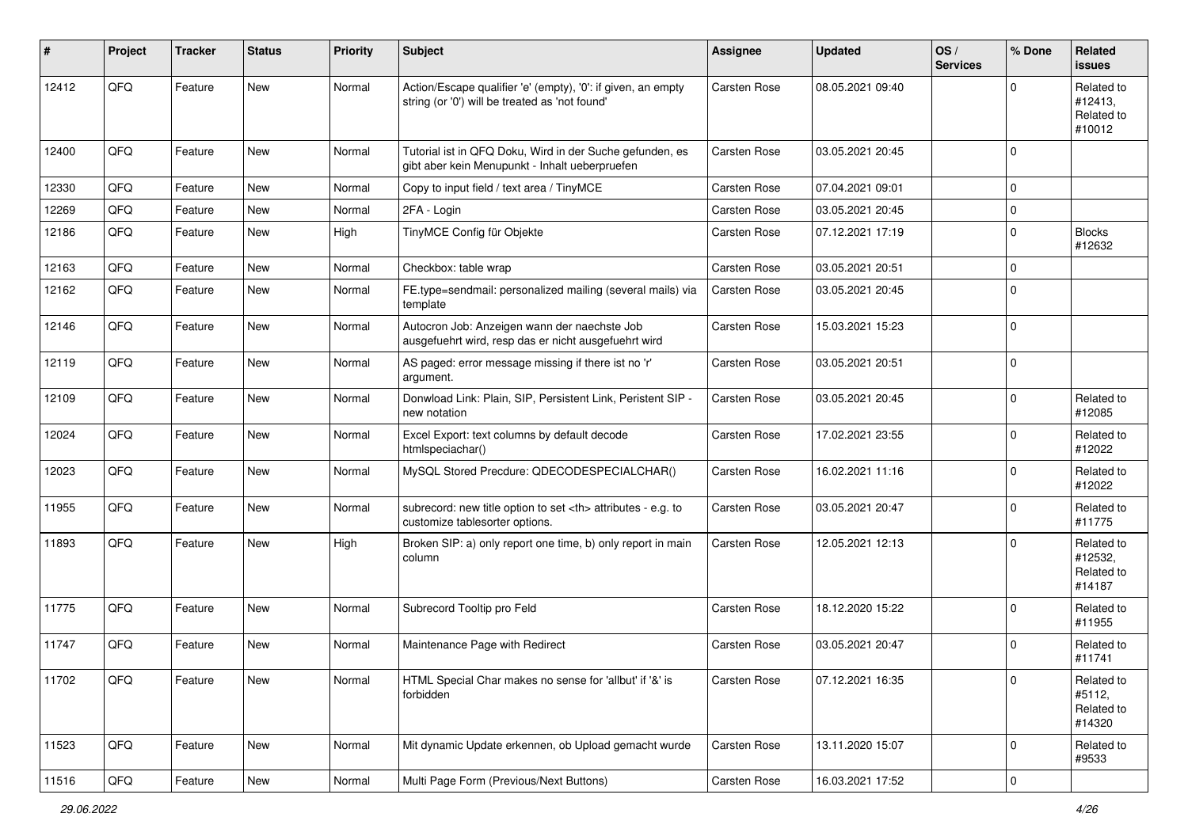| # | Project | Tracker | Status | Priority | Subject | Assignee | Updated | OS / Services | % Done | Related issues |
|---|---|---|---|---|---|---|---|---|---|---|
| 12412 | QFQ | Feature | New | Normal | Action/Escape qualifier 'e' (empty), '0': if given, an empty string (or '0') will be treated as 'not found' | Carsten Rose | 08.05.2021 09:40 | | 0 | Related to #12413, Related to #10012 |
| 12400 | QFQ | Feature | New | Normal | Tutorial ist in QFQ Doku, Wird in der Suche gefunden, es gibt aber kein Menupunkt - Inhalt ueberpruefen | Carsten Rose | 03.05.2021 20:45 | | 0 | |
| 12330 | QFQ | Feature | New | Normal | Copy to input field / text area / TinyMCE | Carsten Rose | 07.04.2021 09:01 | | 0 | |
| 12269 | QFQ | Feature | New | Normal | 2FA - Login | Carsten Rose | 03.05.2021 20:45 | | 0 | |
| 12186 | QFQ | Feature | New | High | TinyMCE Config für Objekte | Carsten Rose | 07.12.2021 17:19 | | 0 | Blocks #12632 |
| 12163 | QFQ | Feature | New | Normal | Checkbox: table wrap | Carsten Rose | 03.05.2021 20:51 | | 0 | |
| 12162 | QFQ | Feature | New | Normal | FE.type=sendmail: personalized mailing (several mails) via template | Carsten Rose | 03.05.2021 20:45 | | 0 | |
| 12146 | QFQ | Feature | New | Normal | Autocron Job: Anzeigen wann der naechste Job ausgefuehrt wird, resp das er nicht ausgefuehrt wird | Carsten Rose | 15.03.2021 15:23 | | 0 | |
| 12119 | QFQ | Feature | New | Normal | AS paged: error message missing if there ist no 'r' argument. | Carsten Rose | 03.05.2021 20:51 | | 0 | |
| 12109 | QFQ | Feature | New | Normal | Donwload Link: Plain, SIP, Persistent Link, Peristent SIP - new notation | Carsten Rose | 03.05.2021 20:45 | | 0 | Related to #12085 |
| 12024 | QFQ | Feature | New | Normal | Excel Export: text columns by default decode htmlspeciachar() | Carsten Rose | 17.02.2021 23:55 | | 0 | Related to #12022 |
| 12023 | QFQ | Feature | New | Normal | MySQL Stored Precdure: QDECODESPECIALCHAR() | Carsten Rose | 16.02.2021 11:16 | | 0 | Related to #12022 |
| 11955 | QFQ | Feature | New | Normal | subrecord: new title option to set <th> attributes - e.g. to customize tablesorter options. | Carsten Rose | 03.05.2021 20:47 | | 0 | Related to #11775 |
| 11893 | QFQ | Feature | New | High | Broken SIP: a) only report one time, b) only report in main column | Carsten Rose | 12.05.2021 12:13 | | 0 | Related to #12532, Related to #14187 |
| 11775 | QFQ | Feature | New | Normal | Subrecord Tooltip pro Feld | Carsten Rose | 18.12.2020 15:22 | | 0 | Related to #11955 |
| 11747 | QFQ | Feature | New | Normal | Maintenance Page with Redirect | Carsten Rose | 03.05.2021 20:47 | | 0 | Related to #11741 |
| 11702 | QFQ | Feature | New | Normal | HTML Special Char makes no sense for 'allbut' if '&' is forbidden | Carsten Rose | 07.12.2021 16:35 | | 0 | Related to #5112, Related to #14320 |
| 11523 | QFQ | Feature | New | Normal | Mit dynamic Update erkennen, ob Upload gemacht wurde | Carsten Rose | 13.11.2020 15:07 | | 0 | Related to #9533 |
| 11516 | QFQ | Feature | New | Normal | Multi Page Form (Previous/Next Buttons) | Carsten Rose | 16.03.2021 17:52 | | 0 | |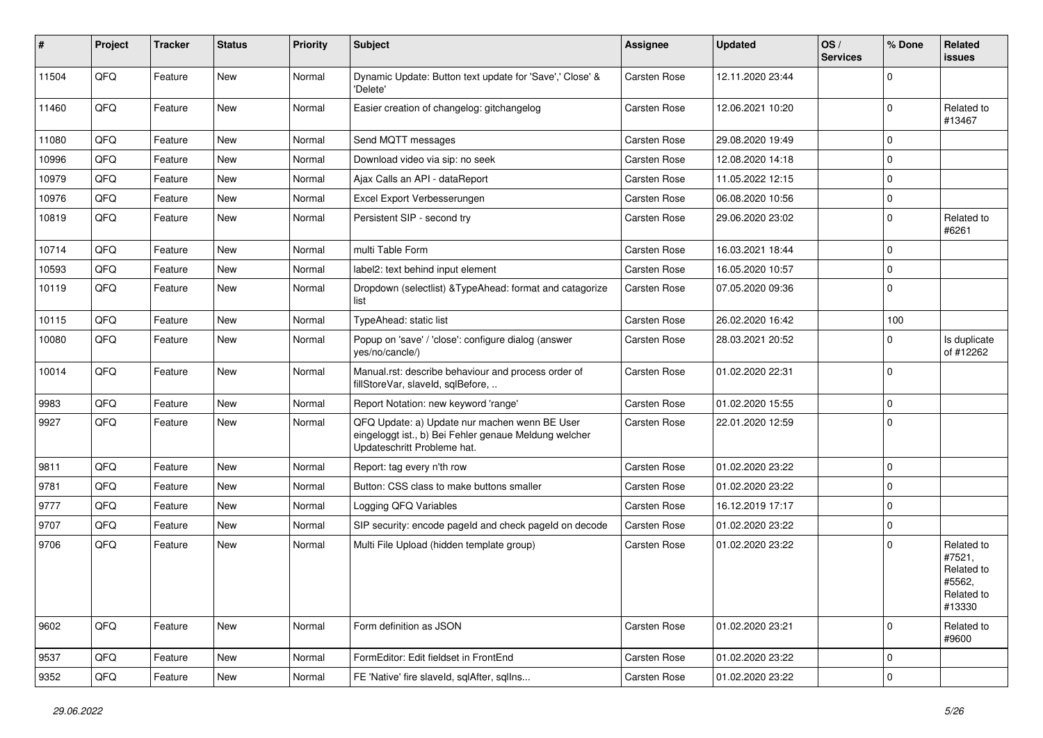| # | Project | Tracker | Status | Priority | Subject | Assignee | Updated | OS / Services | % Done | Related issues |
|---|---|---|---|---|---|---|---|---|---|---|
| 11504 | QFQ | Feature | New | Normal | Dynamic Update: Button text update for 'Save',' Close' & 'Delete' | Carsten Rose | 12.11.2020 23:44 | | 0 | |
| 11460 | QFQ | Feature | New | Normal | Easier creation of changelog: gitchangelog | Carsten Rose | 12.06.2021 10:20 | | 0 | Related to #13467 |
| 11080 | QFQ | Feature | New | Normal | Send MQTT messages | Carsten Rose | 29.08.2020 19:49 | | 0 | |
| 10996 | QFQ | Feature | New | Normal | Download video via sip: no seek | Carsten Rose | 12.08.2020 14:18 | | 0 | |
| 10979 | QFQ | Feature | New | Normal | Ajax Calls an API - dataReport | Carsten Rose | 11.05.2022 12:15 | | 0 | |
| 10976 | QFQ | Feature | New | Normal | Excel Export Verbesserungen | Carsten Rose | 06.08.2020 10:56 | | 0 | |
| 10819 | QFQ | Feature | New | Normal | Persistent SIP - second try | Carsten Rose | 29.06.2020 23:02 | | 0 | Related to #6261 |
| 10714 | QFQ | Feature | New | Normal | multi Table Form | Carsten Rose | 16.03.2021 18:44 | | 0 | |
| 10593 | QFQ | Feature | New | Normal | label2: text behind input element | Carsten Rose | 16.05.2020 10:57 | | 0 | |
| 10119 | QFQ | Feature | New | Normal | Dropdown (selectlist) &TypeAhead: format and catagorize list | Carsten Rose | 07.05.2020 09:36 | | 0 | |
| 10115 | QFQ | Feature | New | Normal | TypeAhead: static list | Carsten Rose | 26.02.2020 16:42 | | 100 | |
| 10080 | QFQ | Feature | New | Normal | Popup on 'save' / 'close': configure dialog (answer yes/no/cancle/) | Carsten Rose | 28.03.2021 20:52 | | 0 | Is duplicate of #12262 |
| 10014 | QFQ | Feature | New | Normal | Manual.rst: describe behaviour and process order of fillStoreVar, slaveId, sqlBefore, .. | Carsten Rose | 01.02.2020 22:31 | | 0 | |
| 9983 | QFQ | Feature | New | Normal | Report Notation: new keyword 'range' | Carsten Rose | 01.02.2020 15:55 | | 0 | |
| 9927 | QFQ | Feature | New | Normal | QFQ Update: a) Update nur machen wenn BE User eingeloggt ist., b) Bei Fehler genaue Meldung welcher Updateschritt Probleme hat. | Carsten Rose | 22.01.2020 12:59 | | 0 | |
| 9811 | QFQ | Feature | New | Normal | Report: tag every n'th row | Carsten Rose | 01.02.2020 23:22 | | 0 | |
| 9781 | QFQ | Feature | New | Normal | Button: CSS class to make buttons smaller | Carsten Rose | 01.02.2020 23:22 | | 0 | |
| 9777 | QFQ | Feature | New | Normal | Logging QFQ Variables | Carsten Rose | 16.12.2019 17:17 | | 0 | |
| 9707 | QFQ | Feature | New | Normal | SIP security: encode pageId and check pageId on decode | Carsten Rose | 01.02.2020 23:22 | | 0 | |
| 9706 | QFQ | Feature | New | Normal | Multi File Upload (hidden template group) | Carsten Rose | 01.02.2020 23:22 | | 0 | Related to #7521, Related to #5562, Related to #13330 |
| 9602 | QFQ | Feature | New | Normal | Form definition as JSON | Carsten Rose | 01.02.2020 23:21 | | 0 | Related to #9600 |
| 9537 | QFQ | Feature | New | Normal | FormEditor: Edit fieldset in FrontEnd | Carsten Rose | 01.02.2020 23:22 | | 0 | |
| 9352 | QFQ | Feature | New | Normal | FE 'Native' fire slaveId, sqlAfter, sqlIns... | Carsten Rose | 01.02.2020 23:22 | | 0 | |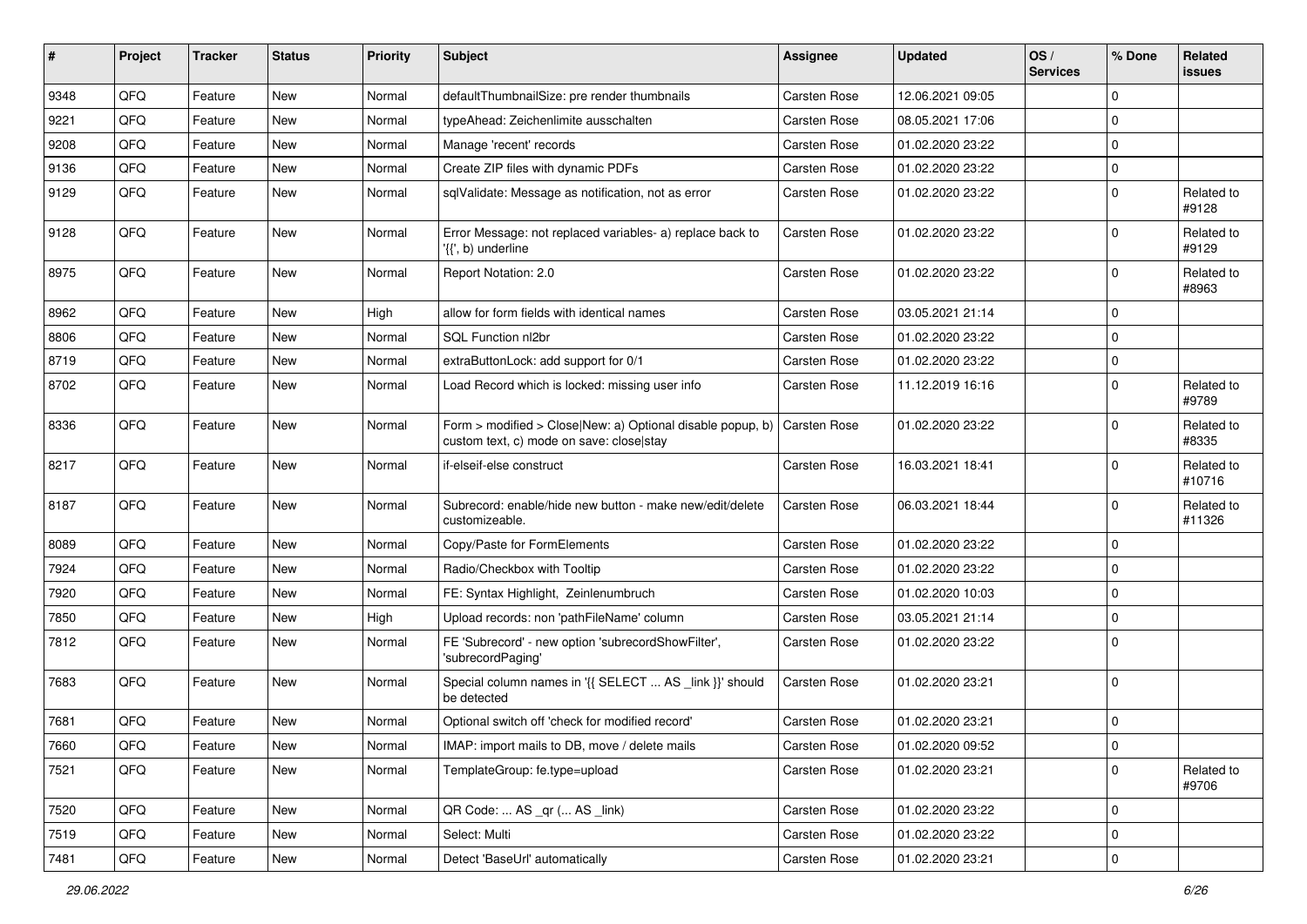| # | Project | Tracker | Status | Priority | Subject | Assignee | Updated | OS / Services | % Done | Related issues |
|---|---|---|---|---|---|---|---|---|---|---|
| 9348 | QFQ | Feature | New | Normal | defaultThumbnailSize: pre render thumbnails | Carsten Rose | 12.06.2021 09:05 | | 0 | |
| 9221 | QFQ | Feature | New | Normal | typeAhead: Zeichenlimite ausschalten | Carsten Rose | 08.05.2021 17:06 | | 0 | |
| 9208 | QFQ | Feature | New | Normal | Manage 'recent' records | Carsten Rose | 01.02.2020 23:22 | | 0 | |
| 9136 | QFQ | Feature | New | Normal | Create ZIP files with dynamic PDFs | Carsten Rose | 01.02.2020 23:22 | | 0 | |
| 9129 | QFQ | Feature | New | Normal | sqlValidate: Message as notification, not as error | Carsten Rose | 01.02.2020 23:22 | | 0 | Related to #9128 |
| 9128 | QFQ | Feature | New | Normal | Error Message: not replaced variables- a) replace back to '{{', b) underline | Carsten Rose | 01.02.2020 23:22 | | 0 | Related to #9129 |
| 8975 | QFQ | Feature | New | Normal | Report Notation: 2.0 | Carsten Rose | 01.02.2020 23:22 | | 0 | Related to #8963 |
| 8962 | QFQ | Feature | New | High | allow for form fields with identical names | Carsten Rose | 03.05.2021 21:14 | | 0 | |
| 8806 | QFQ | Feature | New | Normal | SQL Function nl2br | Carsten Rose | 01.02.2020 23:22 | | 0 | |
| 8719 | QFQ | Feature | New | Normal | extraButtonLock: add support for 0/1 | Carsten Rose | 01.02.2020 23:22 | | 0 | |
| 8702 | QFQ | Feature | New | Normal | Load Record which is locked: missing user info | Carsten Rose | 11.12.2019 16:16 | | 0 | Related to #9789 |
| 8336 | QFQ | Feature | New | Normal | Form > modified > Close\|New: a) Optional disable popup, b) custom text, c) mode on save: close\|stay | Carsten Rose | 01.02.2020 23:22 | | 0 | Related to #8335 |
| 8217 | QFQ | Feature | New | Normal | if-elseif-else construct | Carsten Rose | 16.03.2021 18:41 | | 0 | Related to #10716 |
| 8187 | QFQ | Feature | New | Normal | Subrecord: enable/hide new button - make new/edit/delete customizeable. | Carsten Rose | 06.03.2021 18:44 | | 0 | Related to #11326 |
| 8089 | QFQ | Feature | New | Normal | Copy/Paste for FormElements | Carsten Rose | 01.02.2020 23:22 | | 0 | |
| 7924 | QFQ | Feature | New | Normal | Radio/Checkbox with Tooltip | Carsten Rose | 01.02.2020 23:22 | | 0 | |
| 7920 | QFQ | Feature | New | Normal | FE: Syntax Highlight, Zeinlenumbruch | Carsten Rose | 01.02.2020 10:03 | | 0 | |
| 7850 | QFQ | Feature | New | High | Upload records: non 'pathFileName' column | Carsten Rose | 03.05.2021 21:14 | | 0 | |
| 7812 | QFQ | Feature | New | Normal | FE 'Subrecord' - new option 'subrecordShowFilter', 'subrecordPaging' | Carsten Rose | 01.02.2020 23:22 | | 0 | |
| 7683 | QFQ | Feature | New | Normal | Special column names in '{{ SELECT ... AS _link }}' should be detected | Carsten Rose | 01.02.2020 23:21 | | 0 | |
| 7681 | QFQ | Feature | New | Normal | Optional switch off 'check for modified record' | Carsten Rose | 01.02.2020 23:21 | | 0 | |
| 7660 | QFQ | Feature | New | Normal | IMAP: import mails to DB, move / delete mails | Carsten Rose | 01.02.2020 09:52 | | 0 | |
| 7521 | QFQ | Feature | New | Normal | TemplateGroup: fe.type=upload | Carsten Rose | 01.02.2020 23:21 | | 0 | Related to #9706 |
| 7520 | QFQ | Feature | New | Normal | QR Code: ... AS _qr (... AS _link) | Carsten Rose | 01.02.2020 23:22 | | 0 | |
| 7519 | QFQ | Feature | New | Normal | Select: Multi | Carsten Rose | 01.02.2020 23:22 | | 0 | |
| 7481 | QFQ | Feature | New | Normal | Detect 'BaseUrl' automatically | Carsten Rose | 01.02.2020 23:21 | | 0 | |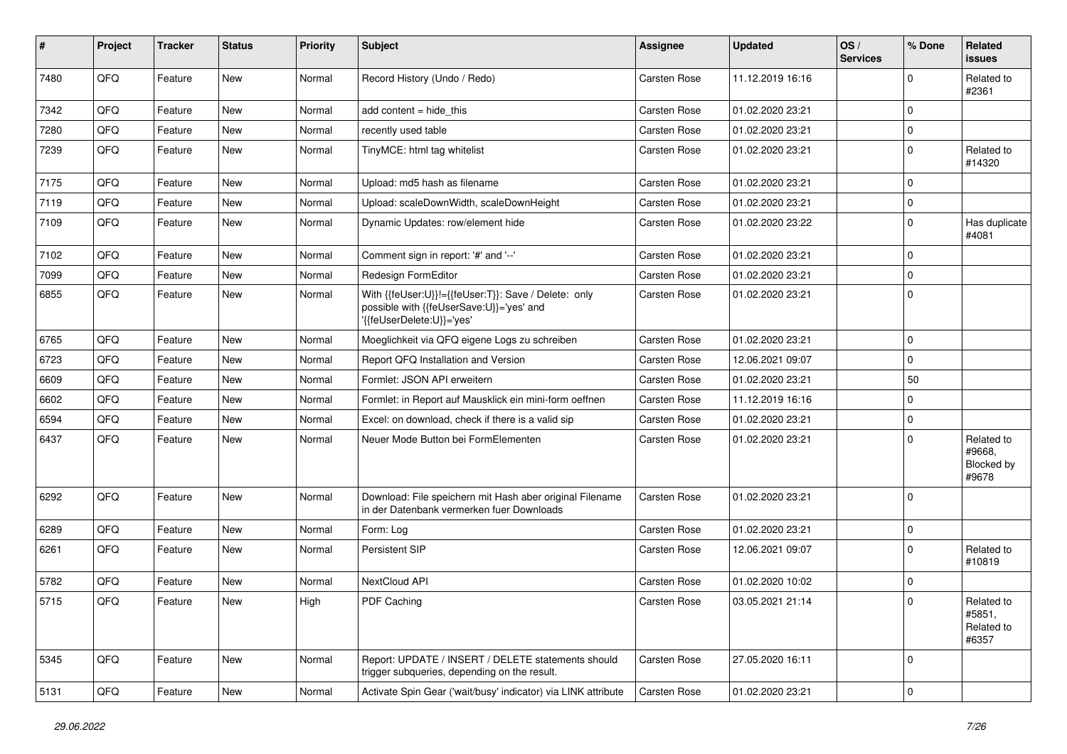| # | Project | Tracker | Status | Priority | Subject | Assignee | Updated | OS / Services | % Done | Related issues |
|---|---|---|---|---|---|---|---|---|---|---|
| 7480 | QFQ | Feature | New | Normal | Record History (Undo / Redo) | Carsten Rose | 11.12.2019 16:16 | | 0 | Related to #2361 |
| 7342 | QFQ | Feature | New | Normal | add content = hide_this | Carsten Rose | 01.02.2020 23:21 | | 0 | |
| 7280 | QFQ | Feature | New | Normal | recently used table | Carsten Rose | 01.02.2020 23:21 | | 0 | |
| 7239 | QFQ | Feature | New | Normal | TinyMCE: html tag whitelist | Carsten Rose | 01.02.2020 23:21 | | 0 | Related to #14320 |
| 7175 | QFQ | Feature | New | Normal | Upload: md5 hash as filename | Carsten Rose | 01.02.2020 23:21 | | 0 | |
| 7119 | QFQ | Feature | New | Normal | Upload: scaleDownWidth, scaleDownHeight | Carsten Rose | 01.02.2020 23:21 | | 0 | |
| 7109 | QFQ | Feature | New | Normal | Dynamic Updates: row/element hide | Carsten Rose | 01.02.2020 23:22 | | 0 | Has duplicate #4081 |
| 7102 | QFQ | Feature | New | Normal | Comment sign in report: '#' and '--' | Carsten Rose | 01.02.2020 23:21 | | 0 | |
| 7099 | QFQ | Feature | New | Normal | Redesign FormEditor | Carsten Rose | 01.02.2020 23:21 | | 0 | |
| 6855 | QFQ | Feature | New | Normal | With {{feUser:U}}!={{feUser:T}}: Save / Delete: only possible with {{feUserSave:U}}='yes' and '{{feUserDelete:U}}='yes' | Carsten Rose | 01.02.2020 23:21 | | 0 | |
| 6765 | QFQ | Feature | New | Normal | Moeglichkeit via QFQ eigene Logs zu schreiben | Carsten Rose | 01.02.2020 23:21 | | 0 | |
| 6723 | QFQ | Feature | New | Normal | Report QFQ Installation and Version | Carsten Rose | 12.06.2021 09:07 | | 0 | |
| 6609 | QFQ | Feature | New | Normal | Formlet: JSON API erweitern | Carsten Rose | 01.02.2020 23:21 | | 50 | |
| 6602 | QFQ | Feature | New | Normal | Formlet: in Report auf Mausklick ein mini-form oeffnen | Carsten Rose | 11.12.2019 16:16 | | 0 | |
| 6594 | QFQ | Feature | New | Normal | Excel: on download, check if there is a valid sip | Carsten Rose | 01.02.2020 23:21 | | 0 | |
| 6437 | QFQ | Feature | New | Normal | Neuer Mode Button bei FormElementen | Carsten Rose | 01.02.2020 23:21 | | 0 | Related to #9668, Blocked by #9678 |
| 6292 | QFQ | Feature | New | Normal | Download: File speichern mit Hash aber original Filename in der Datenbank vermerken fuer Downloads | Carsten Rose | 01.02.2020 23:21 | | 0 | |
| 6289 | QFQ | Feature | New | Normal | Form: Log | Carsten Rose | 01.02.2020 23:21 | | 0 | |
| 6261 | QFQ | Feature | New | Normal | Persistent SIP | Carsten Rose | 12.06.2021 09:07 | | 0 | Related to #10819 |
| 5782 | QFQ | Feature | New | Normal | NextCloud API | Carsten Rose | 01.02.2020 10:02 | | 0 | |
| 5715 | QFQ | Feature | New | High | PDF Caching | Carsten Rose | 03.05.2021 21:14 | | 0 | Related to #5851, Related to #6357 |
| 5345 | QFQ | Feature | New | Normal | Report: UPDATE / INSERT / DELETE statements should trigger subqueries, depending on the result. | Carsten Rose | 27.05.2020 16:11 | | 0 | |
| 5131 | QFQ | Feature | New | Normal | Activate Spin Gear ('wait/busy' indicator) via LINK attribute | Carsten Rose | 01.02.2020 23:21 | | 0 | |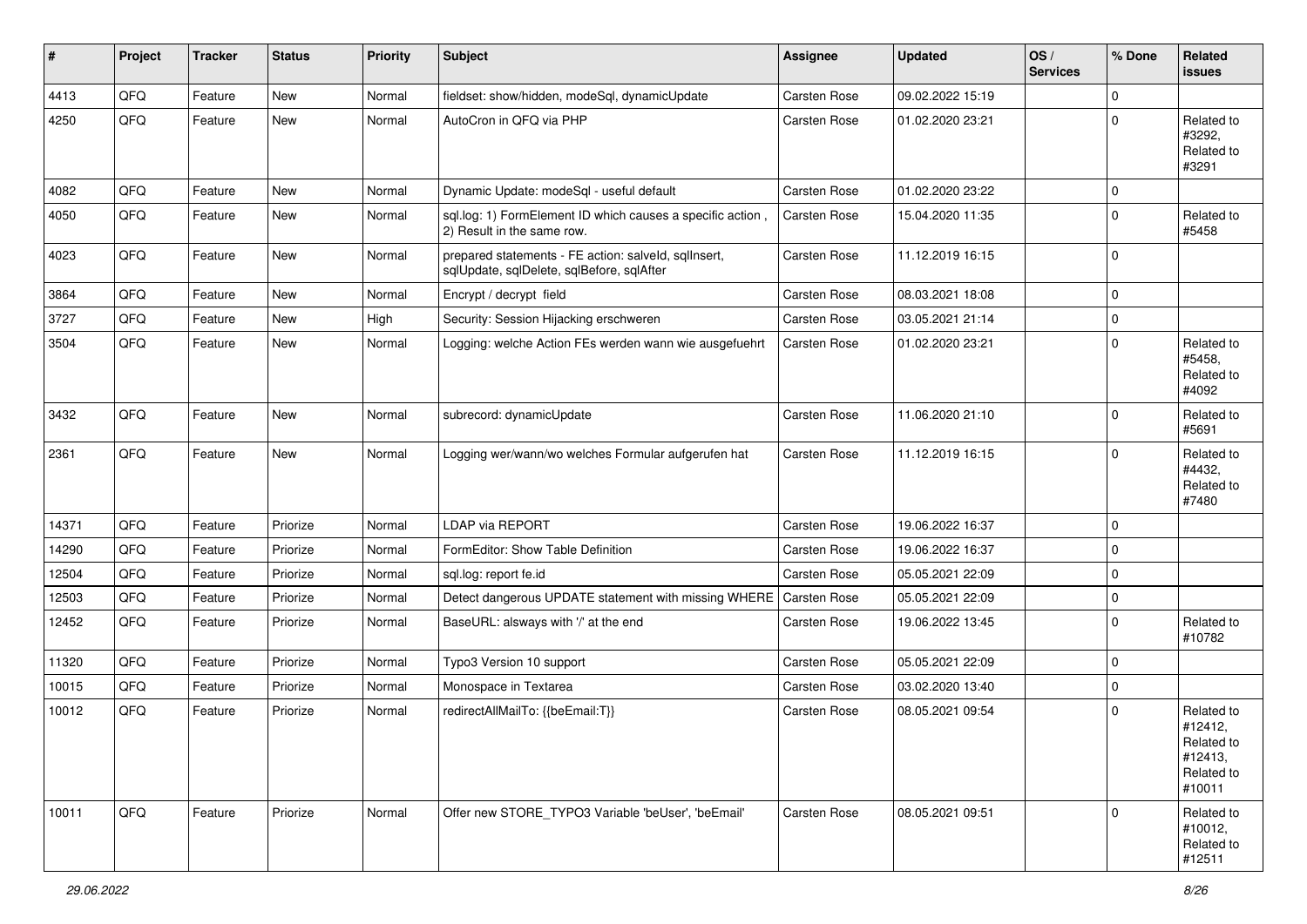| # | Project | Tracker | Status | Priority | Subject | Assignee | Updated | OS / Services | % Done | Related issues |
|---|---|---|---|---|---|---|---|---|---|---|
| 4413 | QFQ | Feature | New | Normal | fieldset: show/hidden, modeSql, dynamicUpdate | Carsten Rose | 09.02.2022 15:19 | | 0 | |
| 4250 | QFQ | Feature | New | Normal | AutoCron in QFQ via PHP | Carsten Rose | 01.02.2020 23:21 | | 0 | Related to #3292, Related to #3291 |
| 4082 | QFQ | Feature | New | Normal | Dynamic Update: modeSql - useful default | Carsten Rose | 01.02.2020 23:22 | | 0 | |
| 4050 | QFQ | Feature | New | Normal | sql.log: 1) FormElement ID which causes a specific action , 2) Result in the same row. | Carsten Rose | 15.04.2020 11:35 | | 0 | Related to #5458 |
| 4023 | QFQ | Feature | New | Normal | prepared statements - FE action: salveId, sqlInsert, sqlUpdate, sqlDelete, sqlBefore, sqlAfter | Carsten Rose | 11.12.2019 16:15 | | 0 | |
| 3864 | QFQ | Feature | New | Normal | Encrypt / decrypt field | Carsten Rose | 08.03.2021 18:08 | | 0 | |
| 3727 | QFQ | Feature | New | High | Security: Session Hijacking erschweren | Carsten Rose | 03.05.2021 21:14 | | 0 | |
| 3504 | QFQ | Feature | New | Normal | Logging: welche Action FEs werden wann wie ausgefuehrt | Carsten Rose | 01.02.2020 23:21 | | 0 | Related to #5458, Related to #4092 |
| 3432 | QFQ | Feature | New | Normal | subrecord: dynamicUpdate | Carsten Rose | 11.06.2020 21:10 | | 0 | Related to #5691 |
| 2361 | QFQ | Feature | New | Normal | Logging wer/wann/wo welches Formular aufgerufen hat | Carsten Rose | 11.12.2019 16:15 | | 0 | Related to #4432, Related to #7480 |
| 14371 | QFQ | Feature | Priorize | Normal | LDAP via REPORT | Carsten Rose | 19.06.2022 16:37 | | 0 | |
| 14290 | QFQ | Feature | Priorize | Normal | FormEditor: Show Table Definition | Carsten Rose | 19.06.2022 16:37 | | 0 | |
| 12504 | QFQ | Feature | Priorize | Normal | sql.log: report fe.id | Carsten Rose | 05.05.2021 22:09 | | 0 | |
| 12503 | QFQ | Feature | Priorize | Normal | Detect dangerous UPDATE statement with missing WHERE | Carsten Rose | 05.05.2021 22:09 | | 0 | |
| 12452 | QFQ | Feature | Priorize | Normal | BaseURL: alsways with '/' at the end | Carsten Rose | 19.06.2022 13:45 | | 0 | Related to #10782 |
| 11320 | QFQ | Feature | Priorize | Normal | Typo3 Version 10 support | Carsten Rose | 05.05.2021 22:09 | | 0 | |
| 10015 | QFQ | Feature | Priorize | Normal | Monospace in Textarea | Carsten Rose | 03.02.2020 13:40 | | 0 | |
| 10012 | QFQ | Feature | Priorize | Normal | redirectAllMailTo: {{beEmail:T}} | Carsten Rose | 08.05.2021 09:54 | | 0 | Related to #12412, Related to #12413, Related to #10011 |
| 10011 | QFQ | Feature | Priorize | Normal | Offer new STORE_TYPO3 Variable 'beUser', 'beEmail' | Carsten Rose | 08.05.2021 09:51 | | 0 | Related to #10012, Related to #12511 |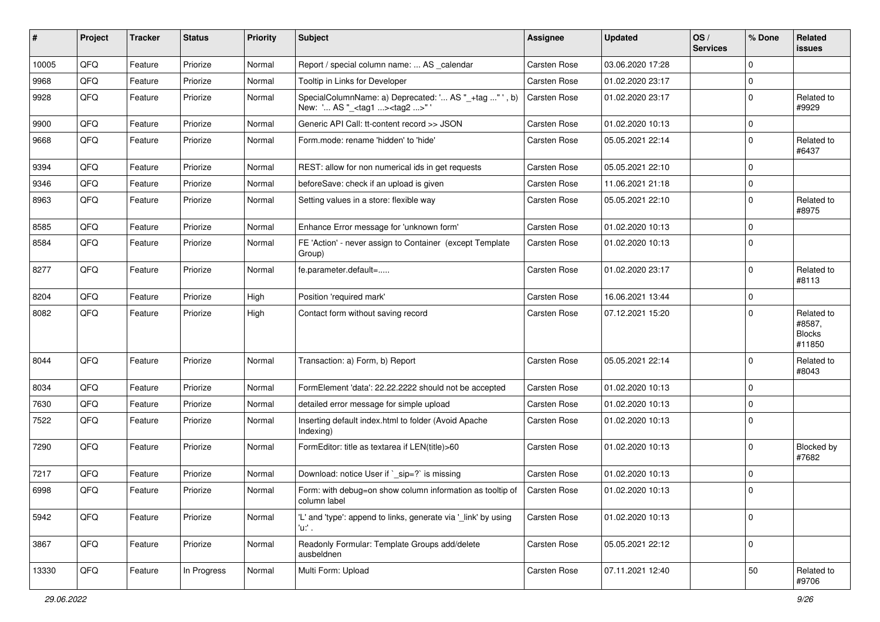| # | Project | Tracker | Status | Priority | Subject | Assignee | Updated | OS / Services | % Done | Related issues |
|---|---|---|---|---|---|---|---|---|---|---|
| 10005 | QFQ | Feature | Priorize | Normal | Report / special column name: ... AS _calendar | Carsten Rose | 03.06.2020 17:28 | | 0 | |
| 9968 | QFQ | Feature | Priorize | Normal | Tooltip in Links for Developer | Carsten Rose | 01.02.2020 23:17 | | 0 | |
| 9928 | QFQ | Feature | Priorize | Normal | SpecialColumnName: a) Deprecated: '... AS "_+tag ..." ', b) New: '... AS "_<tag1 ...><tag2 ...>" ' | Carsten Rose | 01.02.2020 23:17 | | 0 | Related to #9929 |
| 9900 | QFQ | Feature | Priorize | Normal | Generic API Call: tt-content record >> JSON | Carsten Rose | 01.02.2020 10:13 | | 0 | |
| 9668 | QFQ | Feature | Priorize | Normal | Form.mode: rename 'hidden' to 'hide' | Carsten Rose | 05.05.2021 22:14 | | 0 | Related to #6437 |
| 9394 | QFQ | Feature | Priorize | Normal | REST: allow for non numerical ids in get requests | Carsten Rose | 05.05.2021 22:10 | | 0 | |
| 9346 | QFQ | Feature | Priorize | Normal | beforeSave: check if an upload is given | Carsten Rose | 11.06.2021 21:18 | | 0 | |
| 8963 | QFQ | Feature | Priorize | Normal | Setting values in a store: flexible way | Carsten Rose | 05.05.2021 22:10 | | 0 | Related to #8975 |
| 8585 | QFQ | Feature | Priorize | Normal | Enhance Error message for 'unknown form' | Carsten Rose | 01.02.2020 10:13 | | 0 | |
| 8584 | QFQ | Feature | Priorize | Normal | FE 'Action' - never assign to Container (except Template Group) | Carsten Rose | 01.02.2020 10:13 | | 0 | |
| 8277 | QFQ | Feature | Priorize | Normal | fe.parameter.default=..... | Carsten Rose | 01.02.2020 23:17 | | 0 | Related to #8113 |
| 8204 | QFQ | Feature | Priorize | High | Position 'required mark' | Carsten Rose | 16.06.2021 13:44 | | 0 | |
| 8082 | QFQ | Feature | Priorize | High | Contact form without saving record | Carsten Rose | 07.12.2021 15:20 | | 0 | Related to #8587, Blocks #11850 |
| 8044 | QFQ | Feature | Priorize | Normal | Transaction: a) Form, b) Report | Carsten Rose | 05.05.2021 22:14 | | 0 | Related to #8043 |
| 8034 | QFQ | Feature | Priorize | Normal | FormElement 'data': 22.22.2222 should not be accepted | Carsten Rose | 01.02.2020 10:13 | | 0 | |
| 7630 | QFQ | Feature | Priorize | Normal | detailed error message for simple upload | Carsten Rose | 01.02.2020 10:13 | | 0 | |
| 7522 | QFQ | Feature | Priorize | Normal | Inserting default index.html to folder (Avoid Apache Indexing) | Carsten Rose | 01.02.2020 10:13 | | 0 | |
| 7290 | QFQ | Feature | Priorize | Normal | FormEditor: title as textarea if LEN(title)>60 | Carsten Rose | 01.02.2020 10:13 | | 0 | Blocked by #7682 |
| 7217 | QFQ | Feature | Priorize | Normal | Download: notice User if `_sip=?` is missing | Carsten Rose | 01.02.2020 10:13 | | 0 | |
| 6998 | QFQ | Feature | Priorize | Normal | Form: with debug=on show column information as tooltip of column label | Carsten Rose | 01.02.2020 10:13 | | 0 | |
| 5942 | QFQ | Feature | Priorize | Normal | 'L' and 'type': append to links, generate via '_link' by using 'u:' . | Carsten Rose | 01.02.2020 10:13 | | 0 | |
| 3867 | QFQ | Feature | Priorize | Normal | Readonly Formular: Template Groups add/delete ausbeldnen | Carsten Rose | 05.05.2021 22:12 | | 0 | |
| 13330 | QFQ | Feature | In Progress | Normal | Multi Form: Upload | Carsten Rose | 07.11.2021 12:40 | | 50 | Related to #9706 |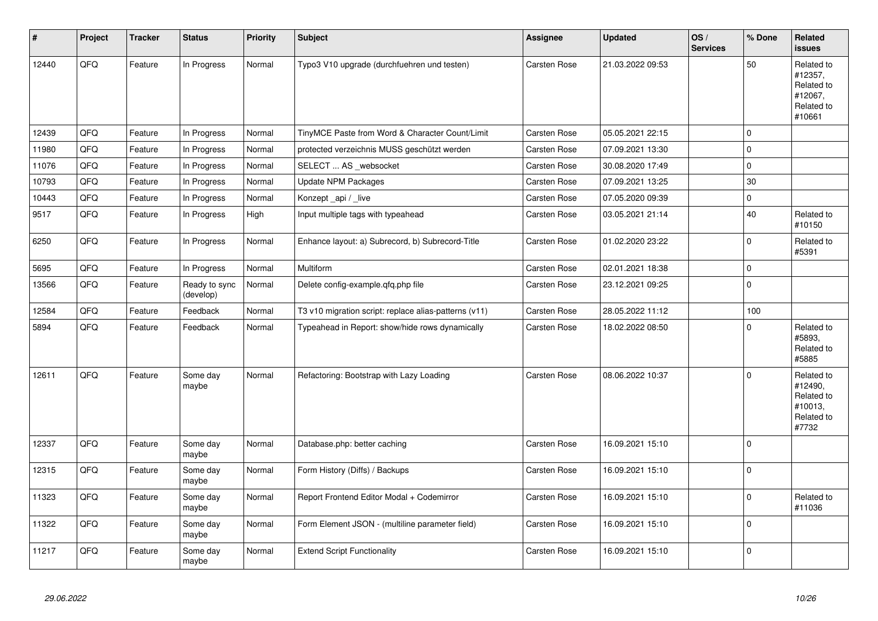| # | Project | Tracker | Status | Priority | Subject | Assignee | Updated | OS / Services | % Done | Related issues |
|---|---|---|---|---|---|---|---|---|---|---|
| 12440 | QFQ | Feature | In Progress | Normal | Typo3 V10 upgrade (durchfuehren und testen) | Carsten Rose | 21.03.2022 09:53 | | 50 | Related to #12357, Related to #12067, Related to #10661 |
| 12439 | QFQ | Feature | In Progress | Normal | TinyMCE Paste from Word & Character Count/Limit | Carsten Rose | 05.05.2021 22:15 | | 0 | |
| 11980 | QFQ | Feature | In Progress | Normal | protected verzeichnis MUSS geschützt werden | Carsten Rose | 07.09.2021 13:30 | | 0 | |
| 11076 | QFQ | Feature | In Progress | Normal | SELECT ... AS _websocket | Carsten Rose | 30.08.2020 17:49 | | 0 | |
| 10793 | QFQ | Feature | In Progress | Normal | Update NPM Packages | Carsten Rose | 07.09.2021 13:25 | | 30 | |
| 10443 | QFQ | Feature | In Progress | Normal | Konzept _api / _live | Carsten Rose | 07.05.2020 09:39 | | 0 | |
| 9517 | QFQ | Feature | In Progress | High | Input multiple tags with typeahead | Carsten Rose | 03.05.2021 21:14 | | 40 | Related to #10150 |
| 6250 | QFQ | Feature | In Progress | Normal | Enhance layout: a) Subrecord, b) Subrecord-Title | Carsten Rose | 01.02.2020 23:22 | | 0 | Related to #5391 |
| 5695 | QFQ | Feature | In Progress | Normal | Multiform | Carsten Rose | 02.01.2021 18:38 | | 0 | |
| 13566 | QFQ | Feature | Ready to sync (develop) | Normal | Delete config-example.qfq.php file | Carsten Rose | 23.12.2021 09:25 | | 0 | |
| 12584 | QFQ | Feature | Feedback | Normal | T3 v10 migration script: replace alias-patterns (v11) | Carsten Rose | 28.05.2022 11:12 | | 100 | |
| 5894 | QFQ | Feature | Feedback | Normal | Typeahead in Report: show/hide rows dynamically | Carsten Rose | 18.02.2022 08:50 | | 0 | Related to #5893, Related to #5885 |
| 12611 | QFQ | Feature | Some day maybe | Normal | Refactoring: Bootstrap with Lazy Loading | Carsten Rose | 08.06.2022 10:37 | | 0 | Related to #12490, Related to #10013, Related to #7732 |
| 12337 | QFQ | Feature | Some day maybe | Normal | Database.php: better caching | Carsten Rose | 16.09.2021 15:10 | | 0 | |
| 12315 | QFQ | Feature | Some day maybe | Normal | Form History (Diffs) / Backups | Carsten Rose | 16.09.2021 15:10 | | 0 | |
| 11323 | QFQ | Feature | Some day maybe | Normal | Report Frontend Editor Modal + Codemirror | Carsten Rose | 16.09.2021 15:10 | | 0 | Related to #11036 |
| 11322 | QFQ | Feature | Some day maybe | Normal | Form Element JSON - (multiline parameter field) | Carsten Rose | 16.09.2021 15:10 | | 0 | |
| 11217 | QFQ | Feature | Some day maybe | Normal | Extend Script Functionality | Carsten Rose | 16.09.2021 15:10 | | 0 | |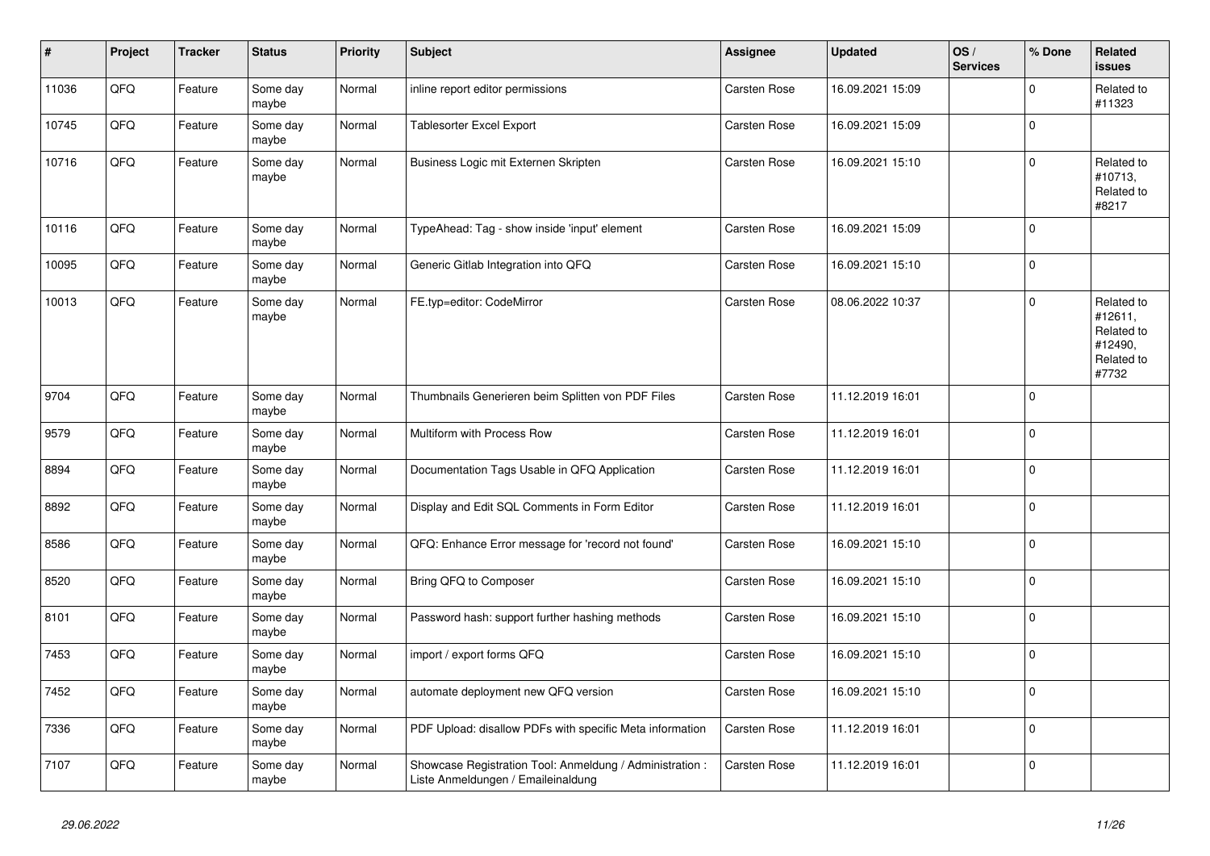| # | Project | Tracker | Status | Priority | Subject | Assignee | Updated | OS / Services | % Done | Related issues |
|---|---|---|---|---|---|---|---|---|---|---|
| 11036 | QFQ | Feature | Some day maybe | Normal | inline report editor permissions | Carsten Rose | 16.09.2021 15:09 | | 0 | Related to #11323 |
| 10745 | QFQ | Feature | Some day maybe | Normal | Tablesorter Excel Export | Carsten Rose | 16.09.2021 15:09 | | 0 | |
| 10716 | QFQ | Feature | Some day maybe | Normal | Business Logic mit Externen Skripten | Carsten Rose | 16.09.2021 15:10 | | 0 | Related to #10713, Related to #8217 |
| 10116 | QFQ | Feature | Some day maybe | Normal | TypeAhead: Tag - show inside 'input' element | Carsten Rose | 16.09.2021 15:09 | | 0 | |
| 10095 | QFQ | Feature | Some day maybe | Normal | Generic Gitlab Integration into QFQ | Carsten Rose | 16.09.2021 15:10 | | 0 | |
| 10013 | QFQ | Feature | Some day maybe | Normal | FE.typ=editor: CodeMirror | Carsten Rose | 08.06.2022 10:37 | | 0 | Related to #12611, Related to #12490, Related to #7732 |
| 9704 | QFQ | Feature | Some day maybe | Normal | Thumbnails Generieren beim Splitten von PDF Files | Carsten Rose | 11.12.2019 16:01 | | 0 | |
| 9579 | QFQ | Feature | Some day maybe | Normal | Multiform with Process Row | Carsten Rose | 11.12.2019 16:01 | | 0 | |
| 8894 | QFQ | Feature | Some day maybe | Normal | Documentation Tags Usable in QFQ Application | Carsten Rose | 11.12.2019 16:01 | | 0 | |
| 8892 | QFQ | Feature | Some day maybe | Normal | Display and Edit SQL Comments in Form Editor | Carsten Rose | 11.12.2019 16:01 | | 0 | |
| 8586 | QFQ | Feature | Some day maybe | Normal | QFQ: Enhance Error message for 'record not found' | Carsten Rose | 16.09.2021 15:10 | | 0 | |
| 8520 | QFQ | Feature | Some day maybe | Normal | Bring QFQ to Composer | Carsten Rose | 16.09.2021 15:10 | | 0 | |
| 8101 | QFQ | Feature | Some day maybe | Normal | Password hash: support further hashing methods | Carsten Rose | 16.09.2021 15:10 | | 0 | |
| 7453 | QFQ | Feature | Some day maybe | Normal | import / export forms QFQ | Carsten Rose | 16.09.2021 15:10 | | 0 | |
| 7452 | QFQ | Feature | Some day maybe | Normal | automate deployment new QFQ version | Carsten Rose | 16.09.2021 15:10 | | 0 | |
| 7336 | QFQ | Feature | Some day maybe | Normal | PDF Upload: disallow PDFs with specific Meta information | Carsten Rose | 11.12.2019 16:01 | | 0 | |
| 7107 | QFQ | Feature | Some day maybe | Normal | Showcase Registration Tool: Anmeldung / Administration : Liste Anmeldungen / Emaileinaldung | Carsten Rose | 11.12.2019 16:01 | | 0 | |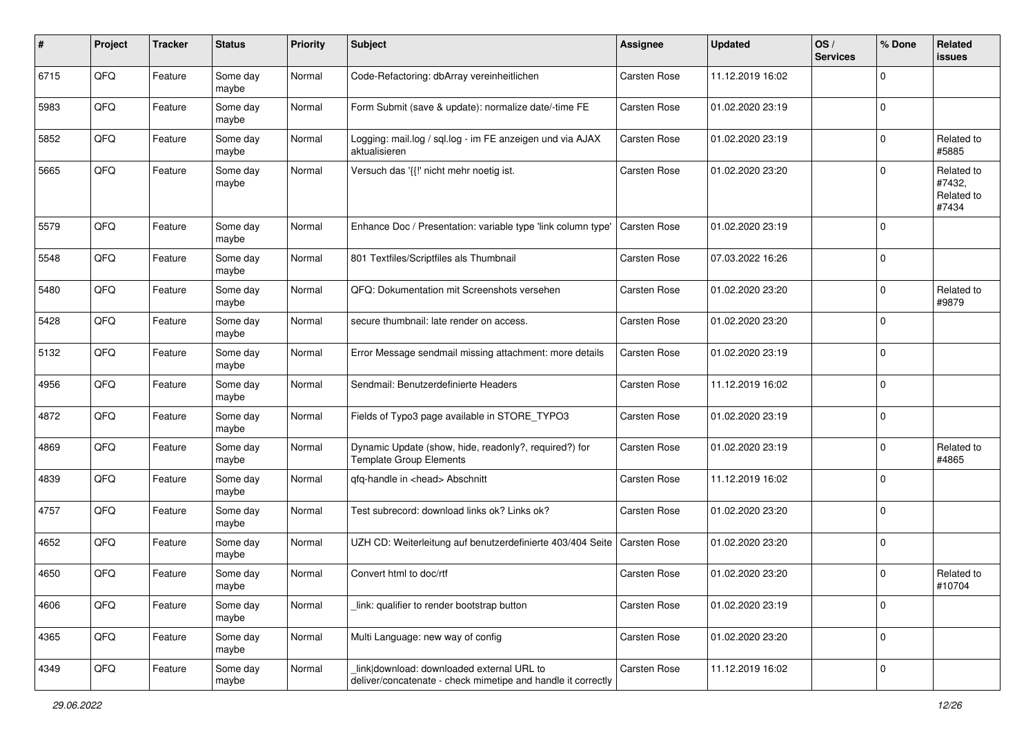| # | Project | Tracker | Status | Priority | Subject | Assignee | Updated | OS / Services | % Done | Related issues |
|---|---|---|---|---|---|---|---|---|---|---|
| 6715 | QFQ | Feature | Some day maybe | Normal | Code-Refactoring: dbArray vereinheitlichen | Carsten Rose | 11.12.2019 16:02 | | 0 | |
| 5983 | QFQ | Feature | Some day maybe | Normal | Form Submit (save & update): normalize date/-time FE | Carsten Rose | 01.02.2020 23:19 | | 0 | |
| 5852 | QFQ | Feature | Some day maybe | Normal | Logging: mail.log / sql.log - im FE anzeigen und via AJAX aktualisieren | Carsten Rose | 01.02.2020 23:19 | | 0 | Related to #5885 |
| 5665 | QFQ | Feature | Some day maybe | Normal | Versuch das '{{!' nicht mehr noetig ist. | Carsten Rose | 01.02.2020 23:20 | | 0 | Related to #7432, Related to #7434 |
| 5579 | QFQ | Feature | Some day maybe | Normal | Enhance Doc / Presentation: variable type 'link column type' | Carsten Rose | 01.02.2020 23:19 | | 0 | |
| 5548 | QFQ | Feature | Some day maybe | Normal | 801 Textfiles/Scriptfiles als Thumbnail | Carsten Rose | 07.03.2022 16:26 | | 0 | |
| 5480 | QFQ | Feature | Some day maybe | Normal | QFQ: Dokumentation mit Screenshots versehen | Carsten Rose | 01.02.2020 23:20 | | 0 | Related to #9879 |
| 5428 | QFQ | Feature | Some day maybe | Normal | secure thumbnail: late render on access. | Carsten Rose | 01.02.2020 23:20 | | 0 | |
| 5132 | QFQ | Feature | Some day maybe | Normal | Error Message sendmail missing attachment: more details | Carsten Rose | 01.02.2020 23:19 | | 0 | |
| 4956 | QFQ | Feature | Some day maybe | Normal | Sendmail: Benutzerdefinierte Headers | Carsten Rose | 11.12.2019 16:02 | | 0 | |
| 4872 | QFQ | Feature | Some day maybe | Normal | Fields of Typo3 page available in STORE_TYPO3 | Carsten Rose | 01.02.2020 23:19 | | 0 | |
| 4869 | QFQ | Feature | Some day maybe | Normal | Dynamic Update (show, hide, readonly?, required?) for Template Group Elements | Carsten Rose | 01.02.2020 23:19 | | 0 | Related to #4865 |
| 4839 | QFQ | Feature | Some day maybe | Normal | qfq-handle in <head> Abschnitt | Carsten Rose | 11.12.2019 16:02 | | 0 | |
| 4757 | QFQ | Feature | Some day maybe | Normal | Test subrecord: download links ok? Links ok? | Carsten Rose | 01.02.2020 23:20 | | 0 | |
| 4652 | QFQ | Feature | Some day maybe | Normal | UZH CD: Weiterleitung auf benutzerdefinierte 403/404 Seite | Carsten Rose | 01.02.2020 23:20 | | 0 | |
| 4650 | QFQ | Feature | Some day maybe | Normal | Convert html to doc/rtf | Carsten Rose | 01.02.2020 23:20 | | 0 | Related to #10704 |
| 4606 | QFQ | Feature | Some day maybe | Normal | _link: qualifier to render bootstrap button | Carsten Rose | 01.02.2020 23:19 | | 0 | |
| 4365 | QFQ | Feature | Some day maybe | Normal | Multi Language: new way of config | Carsten Rose | 01.02.2020 23:20 | | 0 | |
| 4349 | QFQ | Feature | Some day maybe | Normal | _link\|download: downloaded external URL to deliver/concatenate - check mimetipe and handle it correctly | Carsten Rose | 11.12.2019 16:02 | | 0 | |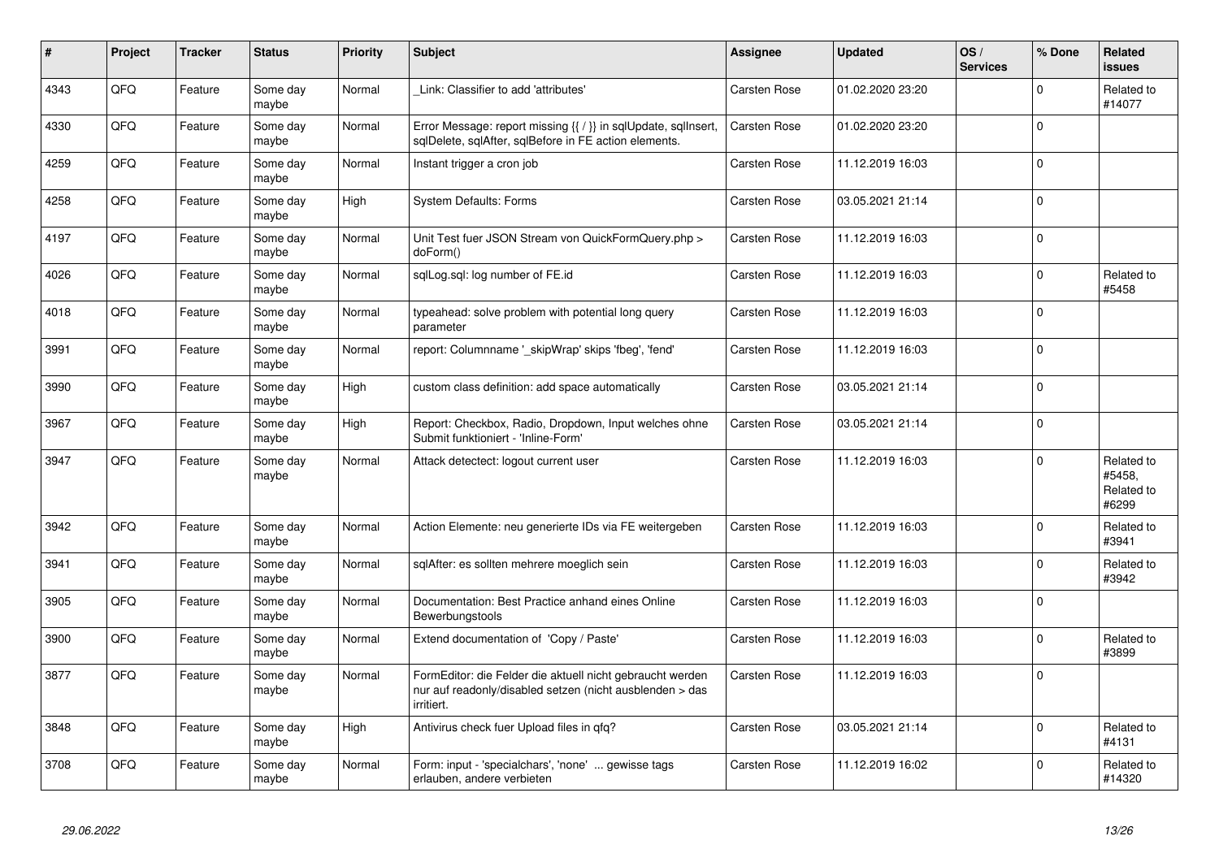| # | Project | Tracker | Status | Priority | Subject | Assignee | Updated | OS / Services | % Done | Related issues |
|---|---|---|---|---|---|---|---|---|---|---|
| 4343 | QFO | Feature | Some day maybe | Normal | _Link: Classifier to add 'attributes' | Carsten Rose | 01.02.2020 23:20 | | 0 | Related to #14077 |
| 4330 | QFQ | Feature | Some day maybe | Normal | Error Message: report missing {{ / }} in sqlUpdate, sqlInsert, sqlDelete, sqlAfter, sqlBefore in FE action elements. | Carsten Rose | 01.02.2020 23:20 | | 0 | |
| 4259 | QFQ | Feature | Some day maybe | Normal | Instant trigger a cron job | Carsten Rose | 11.12.2019 16:03 | | 0 | |
| 4258 | QFQ | Feature | Some day maybe | High | System Defaults: Forms | Carsten Rose | 03.05.2021 21:14 | | 0 | |
| 4197 | QFQ | Feature | Some day maybe | Normal | Unit Test fuer JSON Stream von QuickFormQuery.php > doForm() | Carsten Rose | 11.12.2019 16:03 | | 0 | |
| 4026 | QFQ | Feature | Some day maybe | Normal | sqlLog.sql: log number of FE.id | Carsten Rose | 11.12.2019 16:03 | | 0 | Related to #5458 |
| 4018 | QFQ | Feature | Some day maybe | Normal | typeahead: solve problem with potential long query parameter | Carsten Rose | 11.12.2019 16:03 | | 0 | |
| 3991 | QFQ | Feature | Some day maybe | Normal | report: Columnname '_skipWrap' skips 'fbeg', 'fend' | Carsten Rose | 11.12.2019 16:03 | | 0 | |
| 3990 | QFQ | Feature | Some day maybe | High | custom class definition: add space automatically | Carsten Rose | 03.05.2021 21:14 | | 0 | |
| 3967 | QFQ | Feature | Some day maybe | High | Report: Checkbox, Radio, Dropdown, Input welches ohne Submit funktioniert - 'Inline-Form' | Carsten Rose | 03.05.2021 21:14 | | 0 | |
| 3947 | QFQ | Feature | Some day maybe | Normal | Attack detectect: logout current user | Carsten Rose | 11.12.2019 16:03 | | 0 | Related to #5458, Related to #6299 |
| 3942 | QFQ | Feature | Some day maybe | Normal | Action Elemente: neu generierte IDs via FE weitergeben | Carsten Rose | 11.12.2019 16:03 | | 0 | Related to #3941 |
| 3941 | QFQ | Feature | Some day maybe | Normal | sqlAfter: es sollten mehrere moeglich sein | Carsten Rose | 11.12.2019 16:03 | | 0 | Related to #3942 |
| 3905 | QFQ | Feature | Some day maybe | Normal | Documentation: Best Practice anhand eines Online Bewerbungstools | Carsten Rose | 11.12.2019 16:03 | | 0 | |
| 3900 | QFQ | Feature | Some day maybe | Normal | Extend documentation of 'Copy / Paste' | Carsten Rose | 11.12.2019 16:03 | | 0 | Related to #3899 |
| 3877 | QFQ | Feature | Some day maybe | Normal | FormEditor: die Felder die aktuell nicht gebraucht werden nur auf readonly/disabled setzen (nicht ausblenden > das irritiert. | Carsten Rose | 11.12.2019 16:03 | | 0 | |
| 3848 | QFQ | Feature | Some day maybe | High | Antivirus check fuer Upload files in qfq? | Carsten Rose | 03.05.2021 21:14 | | 0 | Related to #4131 |
| 3708 | QFQ | Feature | Some day maybe | Normal | Form: input - 'specialchars', 'none' ... gewisse tags erlauben, andere verbieten | Carsten Rose | 11.12.2019 16:02 | | 0 | Related to #14320 |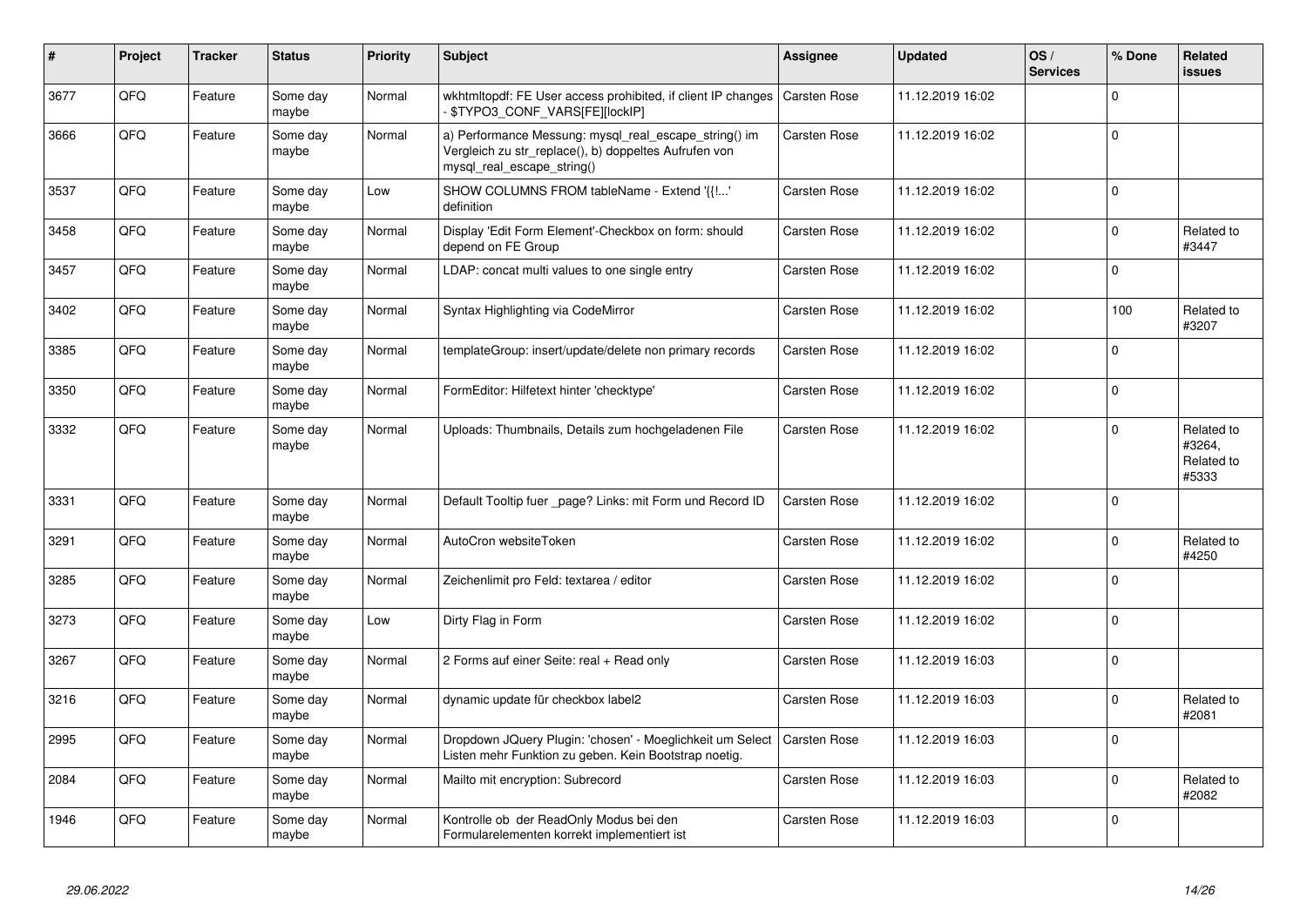| # | Project | Tracker | Status | Priority | Subject | Assignee | Updated | OS / Services | % Done | Related issues |
|---|---|---|---|---|---|---|---|---|---|---|
| 3677 | QFQ | Feature | Some day maybe | Normal | wkhtmltopdf: FE User access prohibited, if client IP changes - $TYPO3_CONF_VARS[FE][lockIP] | Carsten Rose | 11.12.2019 16:02 | | 0 | |
| 3666 | QFQ | Feature | Some day maybe | Normal | a) Performance Messung: mysql_real_escape_string() im Vergleich zu str_replace(), b) doppeltes Aufrufen von mysql_real_escape_string() | Carsten Rose | 11.12.2019 16:02 | | 0 | |
| 3537 | QFQ | Feature | Some day maybe | Low | SHOW COLUMNS FROM tableName - Extend '{{!...' definition | Carsten Rose | 11.12.2019 16:02 | | 0 | |
| 3458 | QFQ | Feature | Some day maybe | Normal | Display 'Edit Form Element'-Checkbox on form: should depend on FE Group | Carsten Rose | 11.12.2019 16:02 | | 0 | Related to #3447 |
| 3457 | QFQ | Feature | Some day maybe | Normal | LDAP: concat multi values to one single entry | Carsten Rose | 11.12.2019 16:02 | | 0 | |
| 3402 | QFQ | Feature | Some day maybe | Normal | Syntax Highlighting via CodeMirror | Carsten Rose | 11.12.2019 16:02 | | 100 | Related to #3207 |
| 3385 | QFQ | Feature | Some day maybe | Normal | templateGroup: insert/update/delete non primary records | Carsten Rose | 11.12.2019 16:02 | | 0 | |
| 3350 | QFQ | Feature | Some day maybe | Normal | FormEditor: Hilfetext hinter 'checktype' | Carsten Rose | 11.12.2019 16:02 | | 0 | |
| 3332 | QFQ | Feature | Some day maybe | Normal | Uploads: Thumbnails, Details zum hochgeladenen File | Carsten Rose | 11.12.2019 16:02 | | 0 | Related to #3264, Related to #5333 |
| 3331 | QFQ | Feature | Some day maybe | Normal | Default Tooltip fuer _page? Links: mit Form und Record ID | Carsten Rose | 11.12.2019 16:02 | | 0 | |
| 3291 | QFQ | Feature | Some day maybe | Normal | AutoCron websiteToken | Carsten Rose | 11.12.2019 16:02 | | 0 | Related to #4250 |
| 3285 | QFQ | Feature | Some day maybe | Normal | Zeichenlimit pro Feld: textarea / editor | Carsten Rose | 11.12.2019 16:02 | | 0 | |
| 3273 | QFQ | Feature | Some day maybe | Low | Dirty Flag in Form | Carsten Rose | 11.12.2019 16:02 | | 0 | |
| 3267 | QFQ | Feature | Some day maybe | Normal | 2 Forms auf einer Seite: real + Read only | Carsten Rose | 11.12.2019 16:03 | | 0 | |
| 3216 | QFQ | Feature | Some day maybe | Normal | dynamic update für checkbox label2 | Carsten Rose | 11.12.2019 16:03 | | 0 | Related to #2081 |
| 2995 | QFQ | Feature | Some day maybe | Normal | Dropdown JQuery Plugin: 'chosen' - Moeglichkeit um Select Listen mehr Funktion zu geben. Kein Bootstrap noetig. | Carsten Rose | 11.12.2019 16:03 | | 0 | |
| 2084 | QFQ | Feature | Some day maybe | Normal | Mailto mit encryption: Subrecord | Carsten Rose | 11.12.2019 16:03 | | 0 | Related to #2082 |
| 1946 | QFQ | Feature | Some day maybe | Normal | Kontrolle ob der ReadOnly Modus bei den Formularelementen korrekt implementiert ist | Carsten Rose | 11.12.2019 16:03 | | 0 | |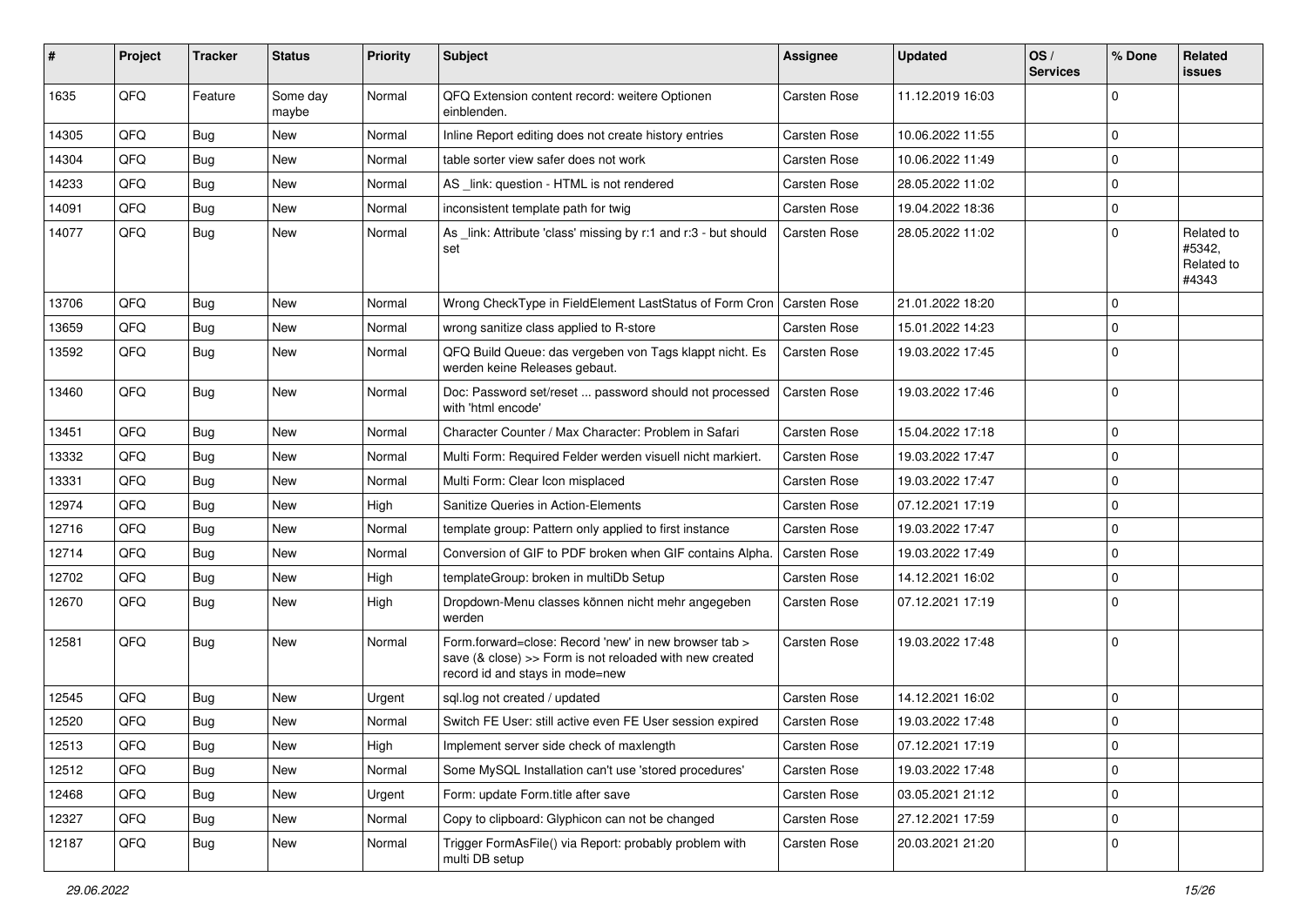| # | Project | Tracker | Status | Priority | Subject | Assignee | Updated | OS / Services | % Done | Related issues |
|---|---|---|---|---|---|---|---|---|---|---|
| 1635 | QFQ | Feature | Some day maybe | Normal | QFQ Extension content record: weitere Optionen einblenden. | Carsten Rose | 11.12.2019 16:03 | | 0 | |
| 14305 | QFQ | Bug | New | Normal | Inline Report editing does not create history entries | Carsten Rose | 10.06.2022 11:55 | | 0 | |
| 14304 | QFQ | Bug | New | Normal | table sorter view safer does not work | Carsten Rose | 10.06.2022 11:49 | | 0 | |
| 14233 | QFQ | Bug | New | Normal | AS _link: question - HTML is not rendered | Carsten Rose | 28.05.2022 11:02 | | 0 | |
| 14091 | QFQ | Bug | New | Normal | inconsistent template path for twig | Carsten Rose | 19.04.2022 18:36 | | 0 | |
| 14077 | QFQ | Bug | New | Normal | As _link: Attribute 'class' missing by r:1 and r:3 - but should set | Carsten Rose | 28.05.2022 11:02 | | 0 | Related to #5342, Related to #4343 |
| 13706 | QFQ | Bug | New | Normal | Wrong CheckType in FieldElement LastStatus of Form Cron | Carsten Rose | 21.01.2022 18:20 | | 0 | |
| 13659 | QFQ | Bug | New | Normal | wrong sanitize class applied to R-store | Carsten Rose | 15.01.2022 14:23 | | 0 | |
| 13592 | QFQ | Bug | New | Normal | QFQ Build Queue: das vergeben von Tags klappt nicht. Es werden keine Releases gebaut. | Carsten Rose | 19.03.2022 17:45 | | 0 | |
| 13460 | QFQ | Bug | New | Normal | Doc: Password set/reset ... password should not processed with 'html encode' | Carsten Rose | 19.03.2022 17:46 | | 0 | |
| 13451 | QFQ | Bug | New | Normal | Character Counter / Max Character: Problem in Safari | Carsten Rose | 15.04.2022 17:18 | | 0 | |
| 13332 | QFQ | Bug | New | Normal | Multi Form: Required Felder werden visuell nicht markiert. | Carsten Rose | 19.03.2022 17:47 | | 0 | |
| 13331 | QFQ | Bug | New | Normal | Multi Form: Clear Icon misplaced | Carsten Rose | 19.03.2022 17:47 | | 0 | |
| 12974 | QFQ | Bug | New | High | Sanitize Queries in Action-Elements | Carsten Rose | 07.12.2021 17:19 | | 0 | |
| 12716 | QFQ | Bug | New | Normal | template group: Pattern only applied to first instance | Carsten Rose | 19.03.2022 17:47 | | 0 | |
| 12714 | QFQ | Bug | New | Normal | Conversion of GIF to PDF broken when GIF contains Alpha. | Carsten Rose | 19.03.2022 17:49 | | 0 | |
| 12702 | QFQ | Bug | New | High | templateGroup: broken in multiDb Setup | Carsten Rose | 14.12.2021 16:02 | | 0 | |
| 12670 | QFQ | Bug | New | High | Dropdown-Menu classes können nicht mehr angegeben werden | Carsten Rose | 07.12.2021 17:19 | | 0 | |
| 12581 | QFQ | Bug | New | Normal | Form.forward=close: Record 'new' in new browser tab > save (& close) >> Form is not reloaded with new created record id and stays in mode=new | Carsten Rose | 19.03.2022 17:48 | | 0 | |
| 12545 | QFQ | Bug | New | Urgent | sql.log not created / updated | Carsten Rose | 14.12.2021 16:02 | | 0 | |
| 12520 | QFQ | Bug | New | Normal | Switch FE User: still active even FE User session expired | Carsten Rose | 19.03.2022 17:48 | | 0 | |
| 12513 | QFQ | Bug | New | High | Implement server side check of maxlength | Carsten Rose | 07.12.2021 17:19 | | 0 | |
| 12512 | QFQ | Bug | New | Normal | Some MySQL Installation can't use 'stored procedures' | Carsten Rose | 19.03.2022 17:48 | | 0 | |
| 12468 | QFQ | Bug | New | Urgent | Form: update Form.title after save | Carsten Rose | 03.05.2021 21:12 | | 0 | |
| 12327 | QFQ | Bug | New | Normal | Copy to clipboard: Glyphicon can not be changed | Carsten Rose | 27.12.2021 17:59 | | 0 | |
| 12187 | QFQ | Bug | New | Normal | Trigger FormAsFile() via Report: probably problem with multi DB setup | Carsten Rose | 20.03.2021 21:20 | | 0 | |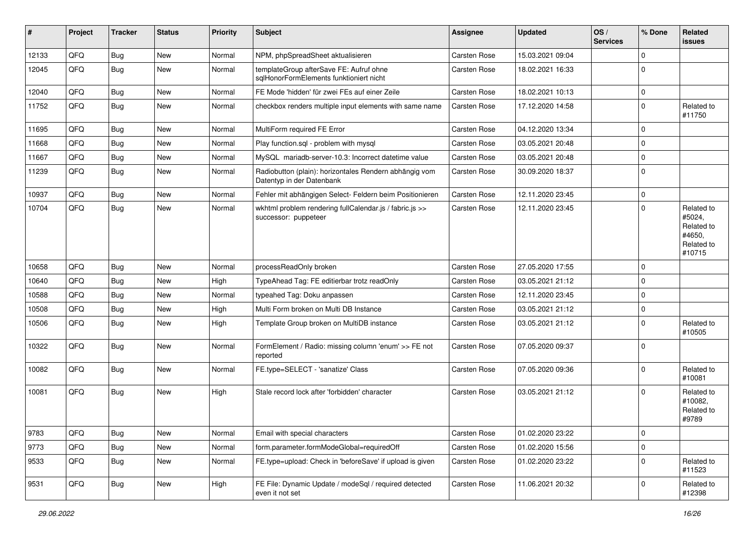| # | Project | Tracker | Status | Priority | Subject | Assignee | Updated | OS / Services | % Done | Related issues |
|---|---|---|---|---|---|---|---|---|---|---|
| 12133 | QFQ | Bug | New | Normal | NPM, phpSpreadSheet aktualisieren | Carsten Rose | 15.03.2021 09:04 | | 0 | |
| 12045 | QFQ | Bug | New | Normal | templateGroup afterSave FE: Aufruf ohne sqlHonorFormElements funktioniert nicht | Carsten Rose | 18.02.2021 16:33 | | 0 | |
| 12040 | QFQ | Bug | New | Normal | FE Mode 'hidden' für zwei FEs auf einer Zeile | Carsten Rose | 18.02.2021 10:13 | | 0 | |
| 11752 | QFQ | Bug | New | Normal | checkbox renders multiple input elements with same name | Carsten Rose | 17.12.2020 14:58 | | 0 | Related to #11750 |
| 11695 | QFQ | Bug | New | Normal | MultiForm required FE Error | Carsten Rose | 04.12.2020 13:34 | | 0 | |
| 11668 | QFQ | Bug | New | Normal | Play function.sql - problem with mysql | Carsten Rose | 03.05.2021 20:48 | | 0 | |
| 11667 | QFQ | Bug | New | Normal | MySQL mariadb-server-10.3: Incorrect datetime value | Carsten Rose | 03.05.2021 20:48 | | 0 | |
| 11239 | QFQ | Bug | New | Normal | Radiobutton (plain): horizontales Rendern abhängig vom Datentyp in der Datenbank | Carsten Rose | 30.09.2020 18:37 | | 0 | |
| 10937 | QFQ | Bug | New | Normal | Fehler mit abhängigen Select- Feldern beim Positionieren | Carsten Rose | 12.11.2020 23:45 | | 0 | |
| 10704 | QFQ | Bug | New | Normal | wkhtml problem rendering fullCalendar.js / fabric.js >> successor: puppeteer | Carsten Rose | 12.11.2020 23:45 | | 0 | Related to #5024, Related to #4650, Related to #10715 |
| 10658 | QFQ | Bug | New | Normal | processReadOnly broken | Carsten Rose | 27.05.2020 17:55 | | 0 | |
| 10640 | QFQ | Bug | New | High | TypeAhead Tag: FE editierbar trotz readOnly | Carsten Rose | 03.05.2021 21:12 | | 0 | |
| 10588 | QFQ | Bug | New | Normal | typeahed Tag: Doku anpassen | Carsten Rose | 12.11.2020 23:45 | | 0 | |
| 10508 | QFQ | Bug | New | High | Multi Form broken on Multi DB Instance | Carsten Rose | 03.05.2021 21:12 | | 0 | |
| 10506 | QFQ | Bug | New | High | Template Group broken on MultiDB instance | Carsten Rose | 03.05.2021 21:12 | | 0 | Related to #10505 |
| 10322 | QFQ | Bug | New | Normal | FormElement / Radio: missing column 'enum' >> FE not reported | Carsten Rose | 07.05.2020 09:37 | | 0 | |
| 10082 | QFQ | Bug | New | Normal | FE.type=SELECT - 'sanatize' Class | Carsten Rose | 07.05.2020 09:36 | | 0 | Related to #10081 |
| 10081 | QFQ | Bug | New | High | Stale record lock after 'forbidden' character | Carsten Rose | 03.05.2021 21:12 | | 0 | Related to #10082, Related to #9789 |
| 9783 | QFQ | Bug | New | Normal | Email with special characters | Carsten Rose | 01.02.2020 23:22 | | 0 | |
| 9773 | QFQ | Bug | New | Normal | form.parameter.formModeGlobal=requiredOff | Carsten Rose | 01.02.2020 15:56 | | 0 | |
| 9533 | QFQ | Bug | New | Normal | FE.type=upload: Check in 'beforeSave' if upload is given | Carsten Rose | 01.02.2020 23:22 | | 0 | Related to #11523 |
| 9531 | QFQ | Bug | New | High | FE File: Dynamic Update / modeSql / required detected even it not set | Carsten Rose | 11.06.2021 20:32 | | 0 | Related to #12398 |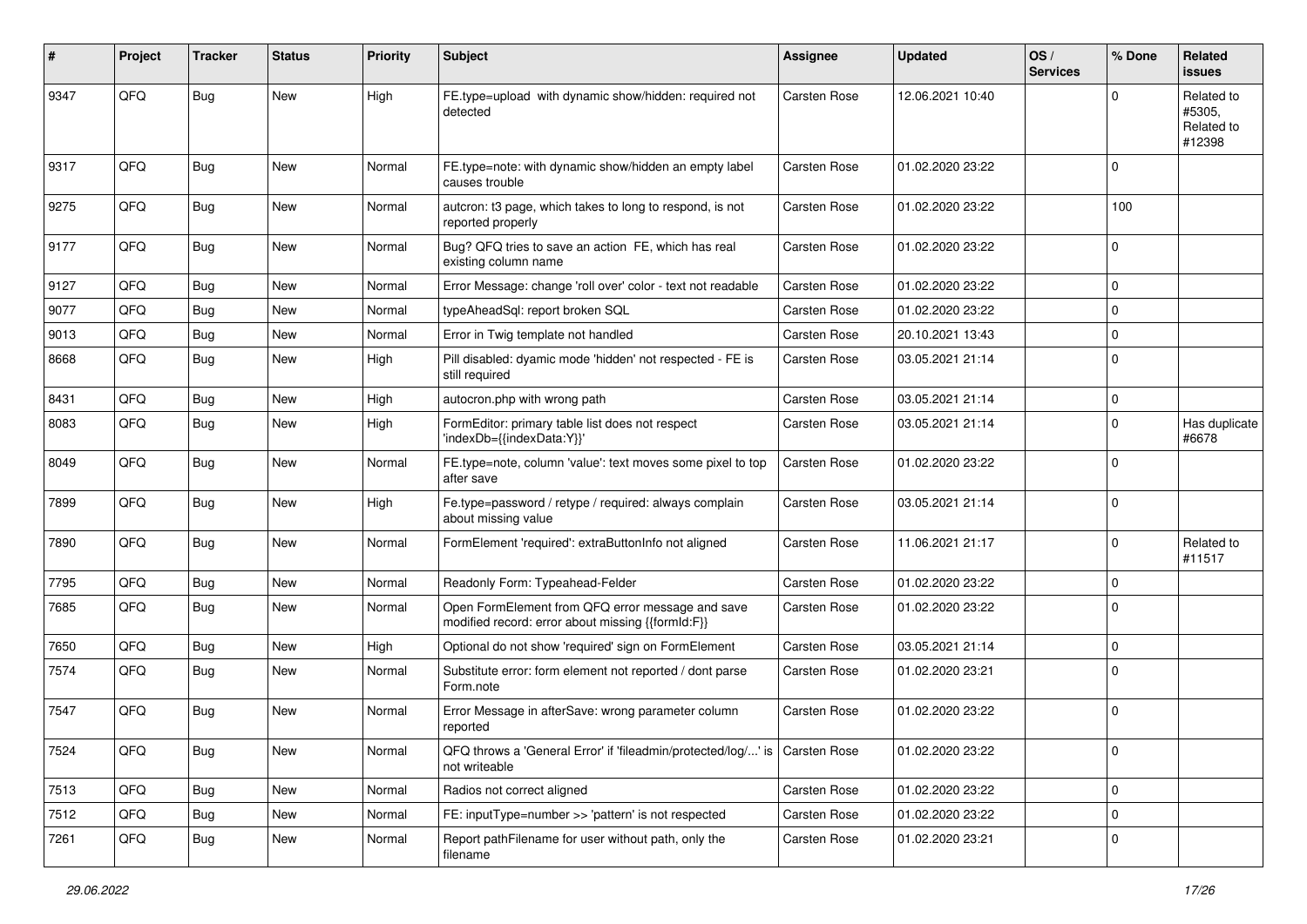| # | Project | Tracker | Status | Priority | Subject | Assignee | Updated | OS / Services | % Done | Related issues |
|---|---|---|---|---|---|---|---|---|---|---|
| 9347 | QFQ | Bug | New | High | FE.type=upload with dynamic show/hidden: required not detected | Carsten Rose | 12.06.2021 10:40 | | 0 | Related to #5305, Related to #12398 |
| 9317 | QFQ | Bug | New | Normal | FE.type=note: with dynamic show/hidden an empty label causes trouble | Carsten Rose | 01.02.2020 23:22 | | 0 | |
| 9275 | QFQ | Bug | New | Normal | autcron: t3 page, which takes to long to respond, is not reported properly | Carsten Rose | 01.02.2020 23:22 | | 100 | |
| 9177 | QFQ | Bug | New | Normal | Bug? QFQ tries to save an action FE, which has real existing column name | Carsten Rose | 01.02.2020 23:22 | | 0 | |
| 9127 | QFQ | Bug | New | Normal | Error Message: change 'roll over' color - text not readable | Carsten Rose | 01.02.2020 23:22 | | 0 | |
| 9077 | QFQ | Bug | New | Normal | typeAheadSql: report broken SQL | Carsten Rose | 01.02.2020 23:22 | | 0 | |
| 9013 | QFQ | Bug | New | Normal | Error in Twig template not handled | Carsten Rose | 20.10.2021 13:43 | | 0 | |
| 8668 | QFQ | Bug | New | High | Pill disabled: dyamic mode 'hidden' not respected - FE is still required | Carsten Rose | 03.05.2021 21:14 | | 0 | |
| 8431 | QFQ | Bug | New | High | autocron.php with wrong path | Carsten Rose | 03.05.2021 21:14 | | 0 | |
| 8083 | QFQ | Bug | New | High | FormEditor: primary table list does not respect 'indexDb={{indexData:Y}}' | Carsten Rose | 03.05.2021 21:14 | | 0 | Has duplicate #6678 |
| 8049 | QFQ | Bug | New | Normal | FE.type=note, column 'value': text moves some pixel to top after save | Carsten Rose | 01.02.2020 23:22 | | 0 | |
| 7899 | QFQ | Bug | New | High | Fe.type=password / retype / required: always complain about missing value | Carsten Rose | 03.05.2021 21:14 | | 0 | |
| 7890 | QFQ | Bug | New | Normal | FormElement 'required': extraButtonInfo not aligned | Carsten Rose | 11.06.2021 21:17 | | 0 | Related to #11517 |
| 7795 | QFQ | Bug | New | Normal | Readonly Form: Typeahead-Felder | Carsten Rose | 01.02.2020 23:22 | | 0 | |
| 7685 | QFQ | Bug | New | Normal | Open FormElement from QFQ error message and save modified record: error about missing {{formId:F}} | Carsten Rose | 01.02.2020 23:22 | | 0 | |
| 7650 | QFQ | Bug | New | High | Optional do not show 'required' sign on FormElement | Carsten Rose | 03.05.2021 21:14 | | 0 | |
| 7574 | QFQ | Bug | New | Normal | Substitute error: form element not reported / dont parse Form.note | Carsten Rose | 01.02.2020 23:21 | | 0 | |
| 7547 | QFQ | Bug | New | Normal | Error Message in afterSave: wrong parameter column reported | Carsten Rose | 01.02.2020 23:22 | | 0 | |
| 7524 | QFQ | Bug | New | Normal | QFQ throws a 'General Error' if 'fileadmin/protected/log/...' is not writeable | Carsten Rose | 01.02.2020 23:22 | | 0 | |
| 7513 | QFQ | Bug | New | Normal | Radios not correct aligned | Carsten Rose | 01.02.2020 23:22 | | 0 | |
| 7512 | QFQ | Bug | New | Normal | FE: inputType=number >> 'pattern' is not respected | Carsten Rose | 01.02.2020 23:22 | | 0 | |
| 7261 | QFQ | Bug | New | Normal | Report pathFilename for user without path, only the filename | Carsten Rose | 01.02.2020 23:21 | | 0 | |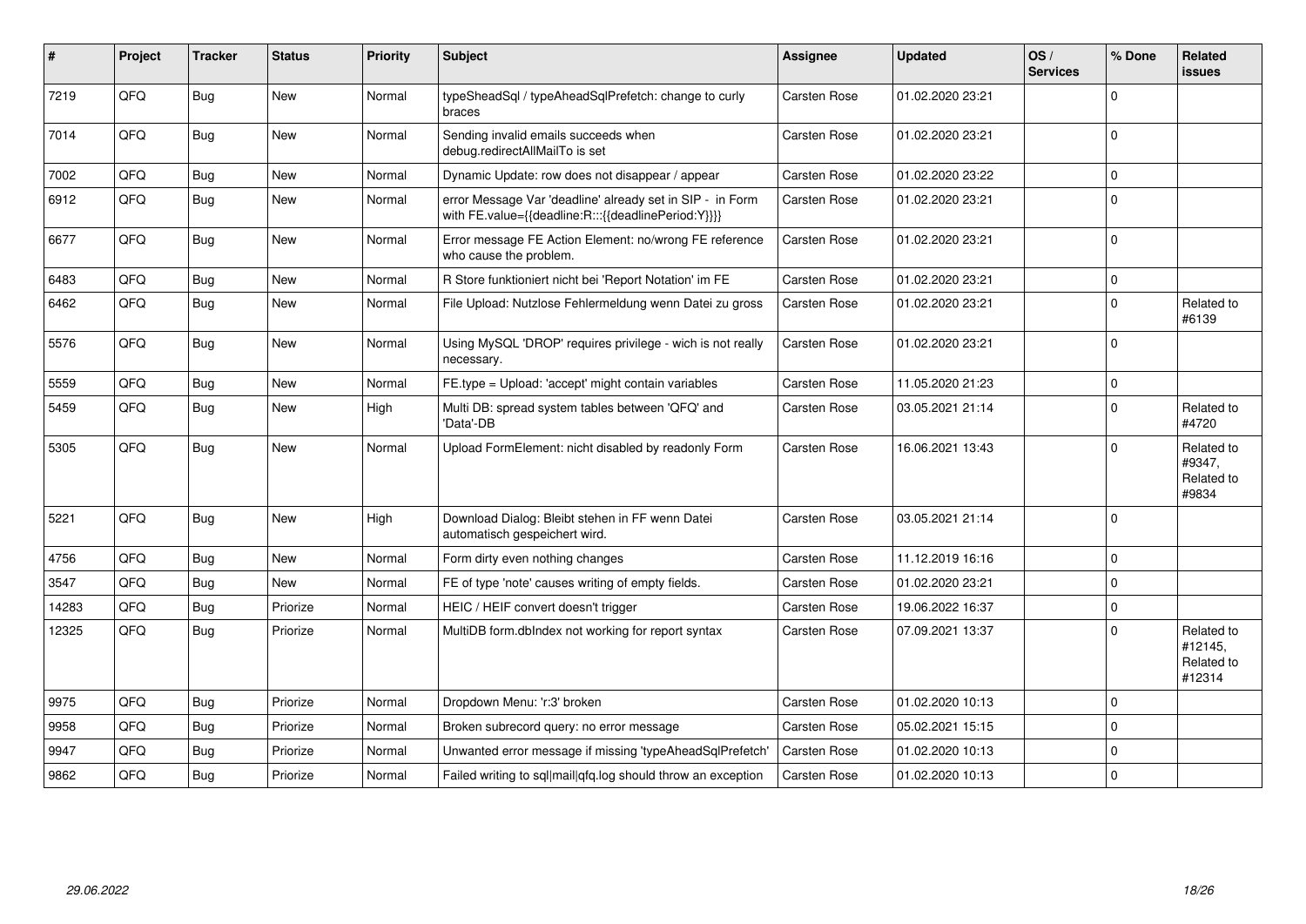| # | Project | Tracker | Status | Priority | Subject | Assignee | Updated | OS / Services | % Done | Related issues |
|---|---|---|---|---|---|---|---|---|---|---|
| 7219 | QFQ | Bug | New | Normal | typeSheadSql / typeAheadSqlPrefetch: change to curly braces | Carsten Rose | 01.02.2020 23:21 | | 0 | |
| 7014 | QFQ | Bug | New | Normal | Sending invalid emails succeeds when debug.redirectAllMailTo is set | Carsten Rose | 01.02.2020 23:21 | | 0 | |
| 7002 | QFQ | Bug | New | Normal | Dynamic Update: row does not disappear / appear | Carsten Rose | 01.02.2020 23:22 | | 0 | |
| 6912 | QFQ | Bug | New | Normal | error Message Var 'deadline' already set in SIP - in Form with FE.value={{deadline:R:::{{deadlinePeriod:Y}}}} | Carsten Rose | 01.02.2020 23:21 | | 0 | |
| 6677 | QFQ | Bug | New | Normal | Error message FE Action Element: no/wrong FE reference who cause the problem. | Carsten Rose | 01.02.2020 23:21 | | 0 | |
| 6483 | QFQ | Bug | New | Normal | R Store funktioniert nicht bei 'Report Notation' im FE | Carsten Rose | 01.02.2020 23:21 | | 0 | |
| 6462 | QFQ | Bug | New | Normal | File Upload: Nutzlose Fehlermeldung wenn Datei zu gross | Carsten Rose | 01.02.2020 23:21 | | 0 | Related to #6139 |
| 5576 | QFQ | Bug | New | Normal | Using MySQL 'DROP' requires privilege - wich is not really necessary. | Carsten Rose | 01.02.2020 23:21 | | 0 | |
| 5559 | QFQ | Bug | New | Normal | FE.type = Upload: 'accept' might contain variables | Carsten Rose | 11.05.2020 21:23 | | 0 | |
| 5459 | QFQ | Bug | New | High | Multi DB: spread system tables between 'QFQ' and 'Data'-DB | Carsten Rose | 03.05.2021 21:14 | | 0 | Related to #4720 |
| 5305 | QFQ | Bug | New | Normal | Upload FormElement: nicht disabled by readonly Form | Carsten Rose | 16.06.2021 13:43 | | 0 | Related to #9347, Related to #9834 |
| 5221 | QFQ | Bug | New | High | Download Dialog: Bleibt stehen in FF wenn Datei automatisch gespeichert wird. | Carsten Rose | 03.05.2021 21:14 | | 0 | |
| 4756 | QFQ | Bug | New | Normal | Form dirty even nothing changes | Carsten Rose | 11.12.2019 16:16 | | 0 | |
| 3547 | QFQ | Bug | New | Normal | FE of type 'note' causes writing of empty fields. | Carsten Rose | 01.02.2020 23:21 | | 0 | |
| 14283 | QFQ | Bug | Priorize | Normal | HEIC / HEIF convert doesn't trigger | Carsten Rose | 19.06.2022 16:37 | | 0 | |
| 12325 | QFQ | Bug | Priorize | Normal | MultiDB form.dbIndex not working for report syntax | Carsten Rose | 07.09.2021 13:37 | | 0 | Related to #12145, Related to #12314 |
| 9975 | QFQ | Bug | Priorize | Normal | Dropdown Menu: 'r:3' broken | Carsten Rose | 01.02.2020 10:13 | | 0 | |
| 9958 | QFQ | Bug | Priorize | Normal | Broken subrecord query: no error message | Carsten Rose | 05.02.2021 15:15 | | 0 | |
| 9947 | QFQ | Bug | Priorize | Normal | Unwanted error message if missing 'typeAheadSqlPrefetch' | Carsten Rose | 01.02.2020 10:13 | | 0 | |
| 9862 | QFQ | Bug | Priorize | Normal | Failed writing to sql\|mail\|qfq.log should throw an exception | Carsten Rose | 01.02.2020 10:13 | | 0 | |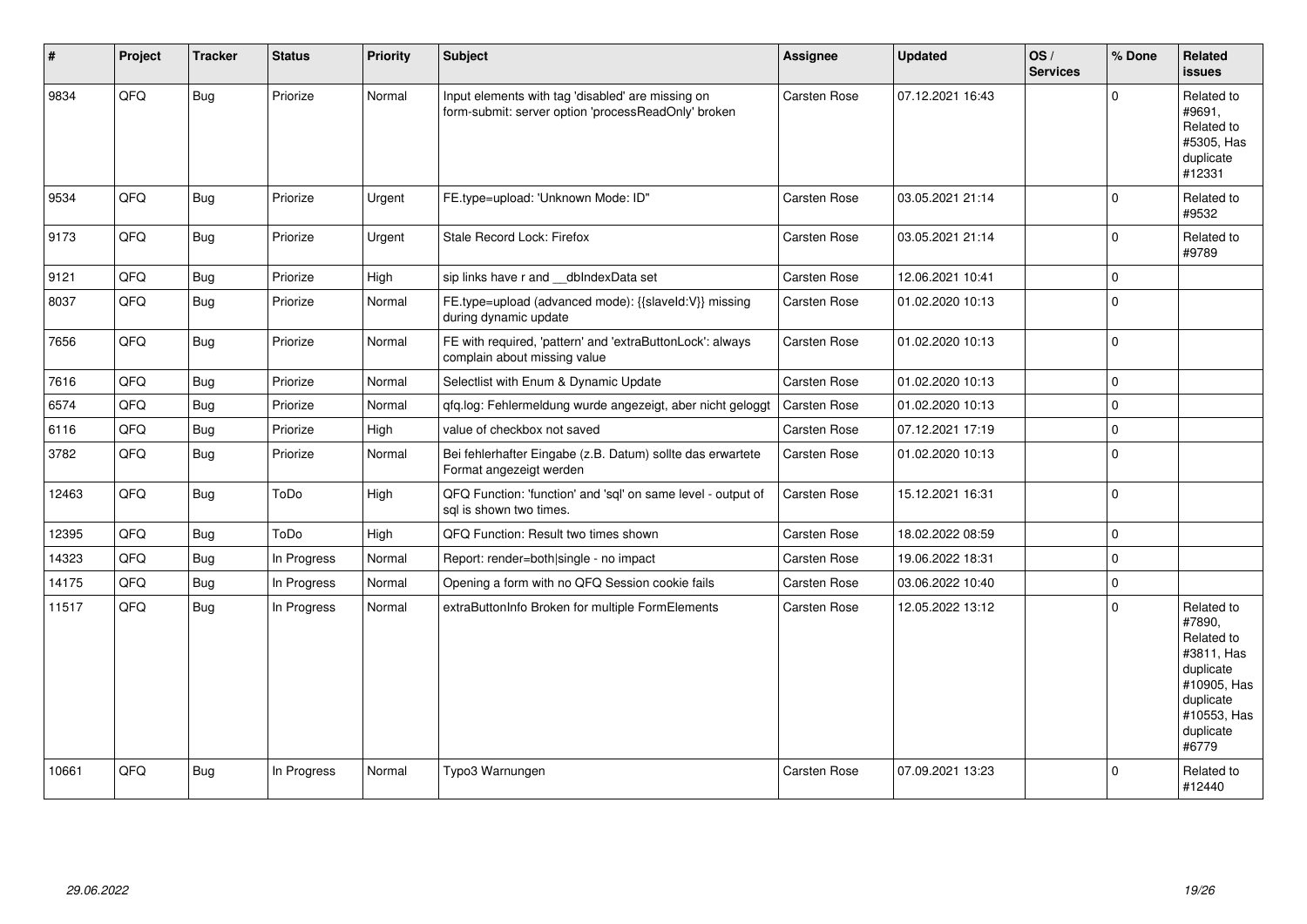| # | Project | Tracker | Status | Priority | Subject | Assignee | Updated | OS / Services | % Done | Related issues |
|---|---|---|---|---|---|---|---|---|---|---|
| 9834 | QFQ | Bug | Priorize | Normal | Input elements with tag 'disabled' are missing on form-submit: server option 'processReadOnly' broken | Carsten Rose | 07.12.2021 16:43 | | 0 | Related to #9691, Related to #5305, Has duplicate #12331 |
| 9534 | QFQ | Bug | Priorize | Urgent | FE.type=upload: 'Unknown Mode: ID" | Carsten Rose | 03.05.2021 21:14 | | 0 | Related to #9532 |
| 9173 | QFQ | Bug | Priorize | Urgent | Stale Record Lock: Firefox | Carsten Rose | 03.05.2021 21:14 | | 0 | Related to #9789 |
| 9121 | QFQ | Bug | Priorize | High | sip links have r and __dbIndexData set | Carsten Rose | 12.06.2021 10:41 | | 0 | |
| 8037 | QFQ | Bug | Priorize | Normal | FE.type=upload (advanced mode): {{slaveId:V}} missing during dynamic update | Carsten Rose | 01.02.2020 10:13 | | 0 | |
| 7656 | QFQ | Bug | Priorize | Normal | FE with required, 'pattern' and 'extraButtonLock': always complain about missing value | Carsten Rose | 01.02.2020 10:13 | | 0 | |
| 7616 | QFQ | Bug | Priorize | Normal | Selectlist with Enum & Dynamic Update | Carsten Rose | 01.02.2020 10:13 | | 0 | |
| 6574 | QFQ | Bug | Priorize | Normal | qfq.log: Fehlermeldung wurde angezeigt, aber nicht geloggt | Carsten Rose | 01.02.2020 10:13 | | 0 | |
| 6116 | QFQ | Bug | Priorize | High | value of checkbox not saved | Carsten Rose | 07.12.2021 17:19 | | 0 | |
| 3782 | QFQ | Bug | Priorize | Normal | Bei fehlerhafter Eingabe (z.B. Datum) sollte das erwartete Format angezeigt werden | Carsten Rose | 01.02.2020 10:13 | | 0 | |
| 12463 | QFQ | Bug | ToDo | High | QFQ Function: 'function' and 'sql' on same level - output of sql is shown two times. | Carsten Rose | 15.12.2021 16:31 | | 0 | |
| 12395 | QFQ | Bug | ToDo | High | QFQ Function: Result two times shown | Carsten Rose | 18.02.2022 08:59 | | 0 | |
| 14323 | QFQ | Bug | In Progress | Normal | Report: render=both\|single - no impact | Carsten Rose | 19.06.2022 18:31 | | 0 | |
| 14175 | QFQ | Bug | In Progress | Normal | Opening a form with no QFQ Session cookie fails | Carsten Rose | 03.06.2022 10:40 | | 0 | |
| 11517 | QFQ | Bug | In Progress | Normal | extraButtonInfo Broken for multiple FormElements | Carsten Rose | 12.05.2022 13:12 | | 0 | Related to #7890, Related to #3811, Has duplicate #10905, Has duplicate #10553, Has duplicate #6779 |
| 10661 | QFQ | Bug | In Progress | Normal | Typo3 Warnungen | Carsten Rose | 07.09.2021 13:23 | | 0 | Related to #12440 |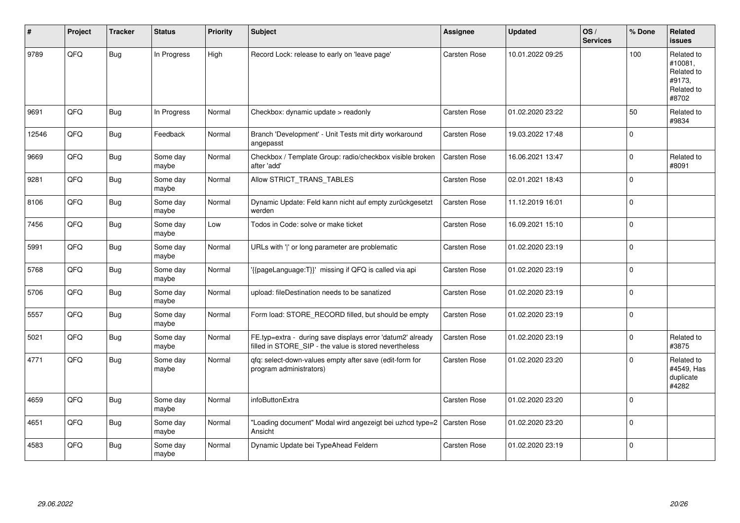| # | Project | Tracker | Status | Priority | Subject | Assignee | Updated | OS / Services | % Done | Related issues |
|---|---|---|---|---|---|---|---|---|---|---|
| 9789 | QFQ | Bug | In Progress | High | Record Lock: release to early on 'leave page' | Carsten Rose | 10.01.2022 09:25 | | 100 | Related to #10081, Related to #9173, Related to #8702 |
| 9691 | QFQ | Bug | In Progress | Normal | Checkbox: dynamic update > readonly | Carsten Rose | 01.02.2020 23:22 | | 50 | Related to #9834 |
| 12546 | QFQ | Bug | Feedback | Normal | Branch 'Development' - Unit Tests mit dirty workaround angepasst | Carsten Rose | 19.03.2022 17:48 | | 0 | |
| 9669 | QFQ | Bug | Some day maybe | Normal | Checkbox / Template Group: radio/checkbox visible broken after 'add' | Carsten Rose | 16.06.2021 13:47 | | 0 | Related to #8091 |
| 9281 | QFQ | Bug | Some day maybe | Normal | Allow STRICT_TRANS_TABLES | Carsten Rose | 02.01.2021 18:43 | | 0 | |
| 8106 | QFQ | Bug | Some day maybe | Normal | Dynamic Update: Feld kann nicht auf empty zurückgesetzt werden | Carsten Rose | 11.12.2019 16:01 | | 0 | |
| 7456 | QFQ | Bug | Some day maybe | Low | Todos in Code: solve or make ticket | Carsten Rose | 16.09.2021 15:10 | | 0 | |
| 5991 | QFQ | Bug | Some day maybe | Normal | URLs with '|' or long parameter are problematic | Carsten Rose | 01.02.2020 23:19 | | 0 | |
| 5768 | QFQ | Bug | Some day maybe | Normal | '{{pageLanguage:T}}' missing if QFQ is called via api | Carsten Rose | 01.02.2020 23:19 | | 0 | |
| 5706 | QFQ | Bug | Some day maybe | Normal | upload: fileDestination needs to be sanatized | Carsten Rose | 01.02.2020 23:19 | | 0 | |
| 5557 | QFQ | Bug | Some day maybe | Normal | Form load: STORE_RECORD filled, but should be empty | Carsten Rose | 01.02.2020 23:19 | | 0 | |
| 5021 | QFQ | Bug | Some day maybe | Normal | FE.typ=extra - during save displays error 'datum2' already filled in STORE_SIP - the value is stored nevertheless | Carsten Rose | 01.02.2020 23:19 | | 0 | Related to #3875 |
| 4771 | QFQ | Bug | Some day maybe | Normal | qfq: select-down-values empty after save (edit-form for program administrators) | Carsten Rose | 01.02.2020 23:20 | | 0 | Related to #4549, Has duplicate #4282 |
| 4659 | QFQ | Bug | Some day maybe | Normal | infoButtonExtra | Carsten Rose | 01.02.2020 23:20 | | 0 | |
| 4651 | QFQ | Bug | Some day maybe | Normal | "Loading document" Modal wird angezeigt bei uzhcd type=2 Ansicht | Carsten Rose | 01.02.2020 23:20 | | 0 | |
| 4583 | QFQ | Bug | Some day maybe | Normal | Dynamic Update bei TypeAhead Feldern | Carsten Rose | 01.02.2020 23:19 | | 0 | |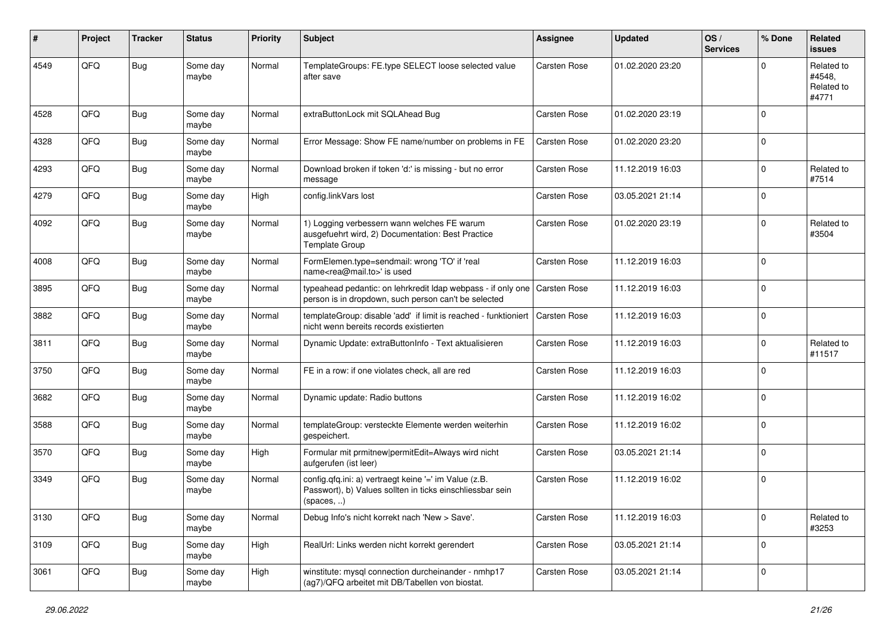| # | Project | Tracker | Status | Priority | Subject | Assignee | Updated | OS / Services | % Done | Related issues |
|---|---|---|---|---|---|---|---|---|---|---|
| 4549 | QFQ | Bug | Some day maybe | Normal | TemplateGroups: FE.type SELECT loose selected value after save | Carsten Rose | 01.02.2020 23:20 | | 0 | Related to #4548, Related to #4771 |
| 4528 | QFQ | Bug | Some day maybe | Normal | extraButtonLock mit SQLAhead Bug | Carsten Rose | 01.02.2020 23:19 | | 0 | |
| 4328 | QFQ | Bug | Some day maybe | Normal | Error Message: Show FE name/number on problems in FE | Carsten Rose | 01.02.2020 23:20 | | 0 | |
| 4293 | QFQ | Bug | Some day maybe | Normal | Download broken if token 'd:' is missing - but no error message | Carsten Rose | 11.12.2019 16:03 | | 0 | Related to #7514 |
| 4279 | QFQ | Bug | Some day maybe | High | config.linkVars lost | Carsten Rose | 03.05.2021 21:14 | | 0 | |
| 4092 | QFQ | Bug | Some day maybe | Normal | 1) Logging verbessern wann welches FE warum ausgefuehrt wird, 2) Documentation: Best Practice Template Group | Carsten Rose | 01.02.2020 23:19 | | 0 | Related to #3504 |
| 4008 | QFQ | Bug | Some day maybe | Normal | FormElemen.type=sendmail: wrong 'TO' if 'real name<rea@mail.to>' is used | Carsten Rose | 11.12.2019 16:03 | | 0 | |
| 3895 | QFQ | Bug | Some day maybe | Normal | typeahead pedantic: on lehrkredit ldap webpass - if only one person is in dropdown, such person can't be selected | Carsten Rose | 11.12.2019 16:03 | | 0 | |
| 3882 | QFQ | Bug | Some day maybe | Normal | templateGroup: disable 'add' if limit is reached - funktioniert nicht wenn bereits records existierten | Carsten Rose | 11.12.2019 16:03 | | 0 | |
| 3811 | QFQ | Bug | Some day maybe | Normal | Dynamic Update: extraButtonInfo - Text aktualisieren | Carsten Rose | 11.12.2019 16:03 | | 0 | Related to #11517 |
| 3750 | QFQ | Bug | Some day maybe | Normal | FE in a row: if one violates check, all are red | Carsten Rose | 11.12.2019 16:03 | | 0 | |
| 3682 | QFQ | Bug | Some day maybe | Normal | Dynamic update: Radio buttons | Carsten Rose | 11.12.2019 16:02 | | 0 | |
| 3588 | QFQ | Bug | Some day maybe | Normal | templateGroup: versteckte Elemente werden weiterhin gespeichert. | Carsten Rose | 11.12.2019 16:02 | | 0 | |
| 3570 | QFQ | Bug | Some day maybe | High | Formular mit prmitnew\|permitEdit=Always wird nicht aufgerufen (ist leer) | Carsten Rose | 03.05.2021 21:14 | | 0 | |
| 3349 | QFQ | Bug | Some day maybe | Normal | config.qfq.ini: a) vertraegt keine '=' im Value (z.B. Passwort), b) Values sollten in ticks einschliessbar sein (spaces, ..) | Carsten Rose | 11.12.2019 16:02 | | 0 | |
| 3130 | QFQ | Bug | Some day maybe | Normal | Debug Info's nicht korrekt nach 'New > Save'. | Carsten Rose | 11.12.2019 16:03 | | 0 | Related to #3253 |
| 3109 | QFQ | Bug | Some day maybe | High | RealUrl: Links werden nicht korrekt gerendert | Carsten Rose | 03.05.2021 21:14 | | 0 | |
| 3061 | QFQ | Bug | Some day maybe | High | winstitute: mysql connection durcheinander - nmhp17 (ag7)/QFQ arbeitet mit DB/Tabellen von biostat. | Carsten Rose | 03.05.2021 21:14 | | 0 | |

*29.06.2022*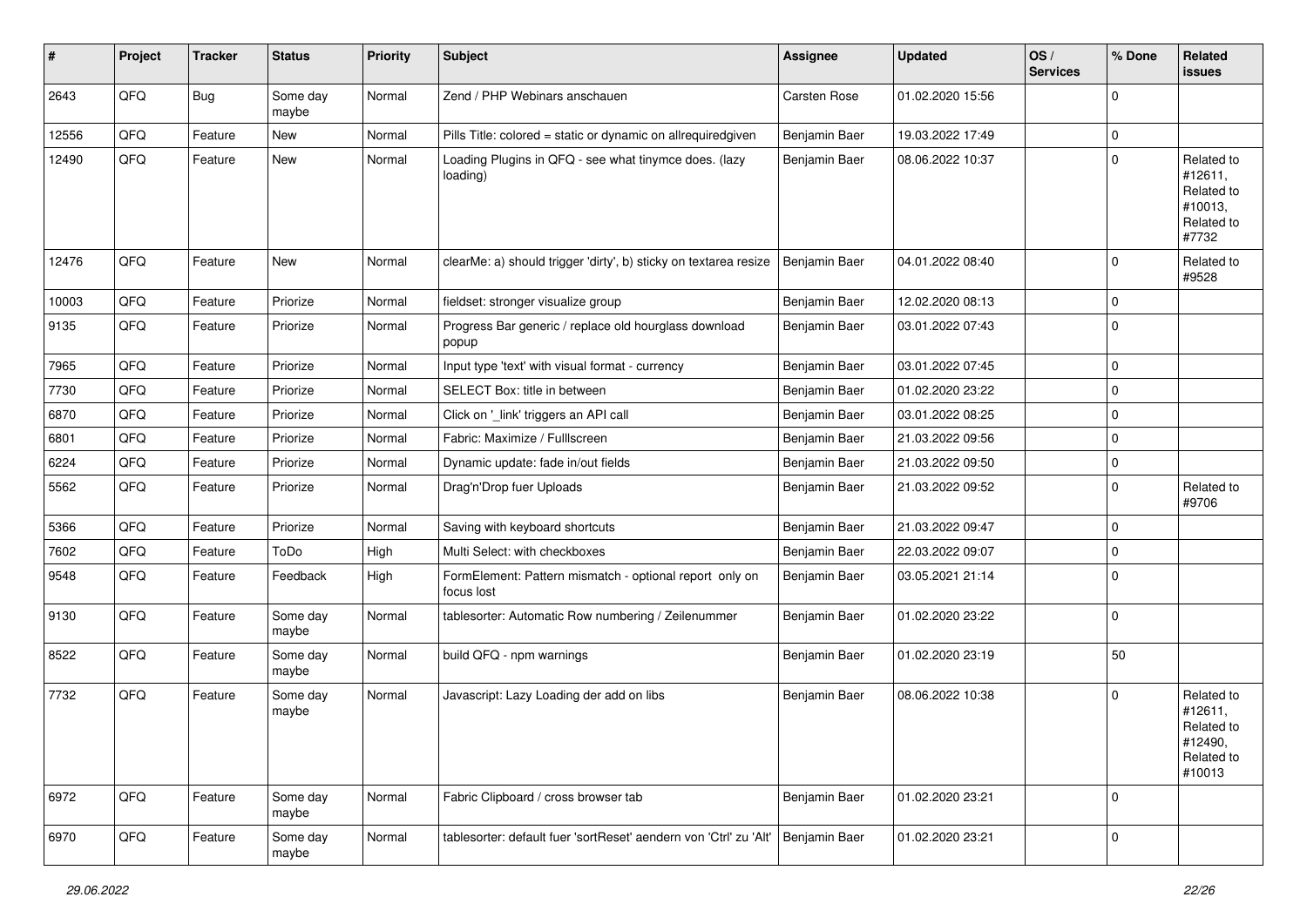| # | Project | Tracker | Status | Priority | Subject | Assignee | Updated | OS / Services | % Done | Related issues |
|---|---|---|---|---|---|---|---|---|---|---|
| 2643 | QFQ | Bug | Some day maybe | Normal | Zend / PHP Webinars anschauen | Carsten Rose | 01.02.2020 15:56 | | 0 | |
| 12556 | QFQ | Feature | New | Normal | Pills Title: colored = static or dynamic on allrequiredgiven | Benjamin Baer | 19.03.2022 17:49 | | 0 | |
| 12490 | QFQ | Feature | New | Normal | Loading Plugins in QFQ - see what tinymce does. (lazy loading) | Benjamin Baer | 08.06.2022 10:37 | | 0 | Related to #12611, Related to #10013, Related to #7732 |
| 12476 | QFQ | Feature | New | Normal | clearMe: a) should trigger 'dirty', b) sticky on textarea resize | Benjamin Baer | 04.01.2022 08:40 | | 0 | Related to #9528 |
| 10003 | QFQ | Feature | Priorize | Normal | fieldset: stronger visualize group | Benjamin Baer | 12.02.2020 08:13 | | 0 | |
| 9135 | QFQ | Feature | Priorize | Normal | Progress Bar generic / replace old hourglass download popup | Benjamin Baer | 03.01.2022 07:43 | | 0 | |
| 7965 | QFQ | Feature | Priorize | Normal | Input type 'text' with visual format - currency | Benjamin Baer | 03.01.2022 07:45 | | 0 | |
| 7730 | QFQ | Feature | Priorize | Normal | SELECT Box: title in between | Benjamin Baer | 01.02.2020 23:22 | | 0 | |
| 6870 | QFQ | Feature | Priorize | Normal | Click on '_link' triggers an API call | Benjamin Baer | 03.01.2022 08:25 | | 0 | |
| 6801 | QFQ | Feature | Priorize | Normal | Fabric: Maximize / Fulllscreen | Benjamin Baer | 21.03.2022 09:56 | | 0 | |
| 6224 | QFQ | Feature | Priorize | Normal | Dynamic update: fade in/out fields | Benjamin Baer | 21.03.2022 09:50 | | 0 | |
| 5562 | QFQ | Feature | Priorize | Normal | Drag'n'Drop fuer Uploads | Benjamin Baer | 21.03.2022 09:52 | | 0 | Related to #9706 |
| 5366 | QFQ | Feature | Priorize | Normal | Saving with keyboard shortcuts | Benjamin Baer | 21.03.2022 09:47 | | 0 | |
| 7602 | QFQ | Feature | ToDo | High | Multi Select: with checkboxes | Benjamin Baer | 22.03.2022 09:07 | | 0 | |
| 9548 | QFQ | Feature | Feedback | High | FormElement: Pattern mismatch - optional report only on focus lost | Benjamin Baer | 03.05.2021 21:14 | | 0 | |
| 9130 | QFQ | Feature | Some day maybe | Normal | tablesorter: Automatic Row numbering / Zeilenummer | Benjamin Baer | 01.02.2020 23:22 | | 0 | |
| 8522 | QFQ | Feature | Some day maybe | Normal | build QFQ - npm warnings | Benjamin Baer | 01.02.2020 23:19 | | 50 | |
| 7732 | QFQ | Feature | Some day maybe | Normal | Javascript: Lazy Loading der add on libs | Benjamin Baer | 08.06.2022 10:38 | | 0 | Related to #12611, Related to #12490, Related to #10013 |
| 6972 | QFQ | Feature | Some day maybe | Normal | Fabric Clipboard / cross browser tab | Benjamin Baer | 01.02.2020 23:21 | | 0 | |
| 6970 | QFQ | Feature | Some day maybe | Normal | tablesorter: default fuer 'sortReset' aendern von 'Ctrl' zu 'Alt' | Benjamin Baer | 01.02.2020 23:21 | | 0 | |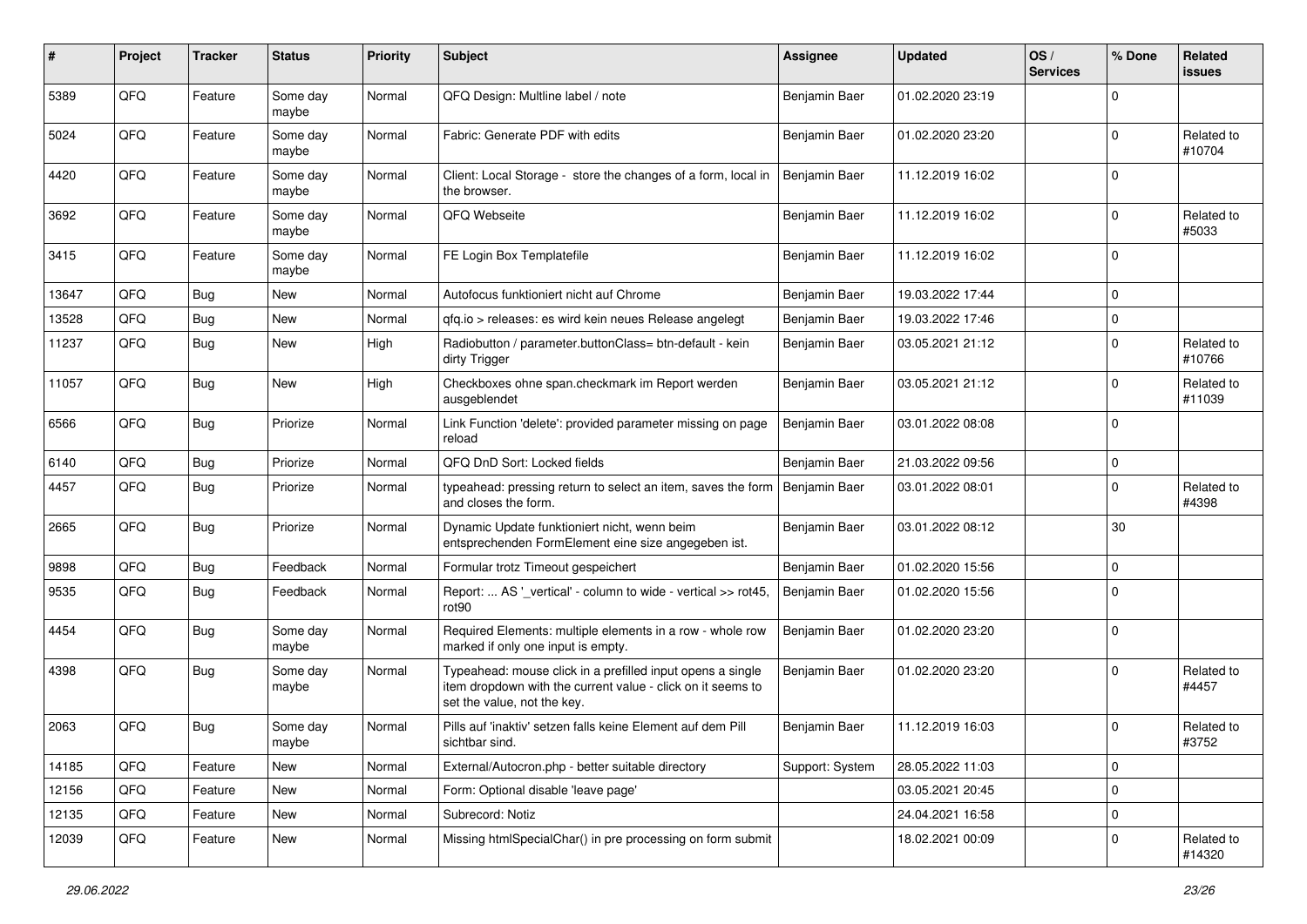| # | Project | Tracker | Status | Priority | Subject | Assignee | Updated | OS / Services | % Done | Related issues |
|---|---|---|---|---|---|---|---|---|---|---|
| 5389 | QFQ | Feature | Some day maybe | Normal | QFQ Design: Multline label / note | Benjamin Baer | 01.02.2020 23:19 | | 0 | |
| 5024 | QFQ | Feature | Some day maybe | Normal | Fabric: Generate PDF with edits | Benjamin Baer | 01.02.2020 23:20 | | 0 | Related to #10704 |
| 4420 | QFQ | Feature | Some day maybe | Normal | Client: Local Storage - store the changes of a form, local in the browser. | Benjamin Baer | 11.12.2019 16:02 | | 0 | |
| 3692 | QFQ | Feature | Some day maybe | Normal | QFQ Webseite | Benjamin Baer | 11.12.2019 16:02 | | 0 | Related to #5033 |
| 3415 | QFQ | Feature | Some day maybe | Normal | FE Login Box Templatefile | Benjamin Baer | 11.12.2019 16:02 | | 0 | |
| 13647 | QFQ | Bug | New | Normal | Autofocus funktioniert nicht auf Chrome | Benjamin Baer | 19.03.2022 17:44 | | 0 | |
| 13528 | QFQ | Bug | New | Normal | qfq.io > releases: es wird kein neues Release angelegt | Benjamin Baer | 19.03.2022 17:46 | | 0 | |
| 11237 | QFQ | Bug | New | High | Radiobutton / parameter.buttonClass= btn-default - kein dirty Trigger | Benjamin Baer | 03.05.2021 21:12 | | 0 | Related to #10766 |
| 11057 | QFQ | Bug | New | High | Checkboxes ohne span.checkmark im Report werden ausgeblendet | Benjamin Baer | 03.05.2021 21:12 | | 0 | Related to #11039 |
| 6566 | QFQ | Bug | Priorize | Normal | Link Function 'delete': provided parameter missing on page reload | Benjamin Baer | 03.01.2022 08:08 | | 0 | |
| 6140 | QFQ | Bug | Priorize | Normal | QFQ DnD Sort: Locked fields | Benjamin Baer | 21.03.2022 09:56 | | 0 | |
| 4457 | QFQ | Bug | Priorize | Normal | typeahead: pressing return to select an item, saves the form and closes the form. | Benjamin Baer | 03.01.2022 08:01 | | 0 | Related to #4398 |
| 2665 | QFQ | Bug | Priorize | Normal | Dynamic Update funktioniert nicht, wenn beim entsprechenden FormElement eine size angegeben ist. | Benjamin Baer | 03.01.2022 08:12 | | 30 | |
| 9898 | QFQ | Bug | Feedback | Normal | Formular trotz Timeout gespeichert | Benjamin Baer | 01.02.2020 15:56 | | 0 | |
| 9535 | QFQ | Bug | Feedback | Normal | Report: ... AS '_vertical' - column to wide - vertical >> rot45, rot90 | Benjamin Baer | 01.02.2020 15:56 | | 0 | |
| 4454 | QFQ | Bug | Some day maybe | Normal | Required Elements: multiple elements in a row - whole row marked if only one input is empty. | Benjamin Baer | 01.02.2020 23:20 | | 0 | |
| 4398 | QFQ | Bug | Some day maybe | Normal | Typeahead: mouse click in a prefilled input opens a single item dropdown with the current value - click on it seems to set the value, not the key. | Benjamin Baer | 01.02.2020 23:20 | | 0 | Related to #4457 |
| 2063 | QFQ | Bug | Some day maybe | Normal | Pills auf 'inaktiv' setzen falls keine Element auf dem Pill sichtbar sind. | Benjamin Baer | 11.12.2019 16:03 | | 0 | Related to #3752 |
| 14185 | QFQ | Feature | New | Normal | External/Autocron.php - better suitable directory | Support: System | 28.05.2022 11:03 | | 0 | |
| 12156 | QFQ | Feature | New | Normal | Form: Optional disable 'leave page' | | 03.05.2021 20:45 | | 0 | |
| 12135 | QFQ | Feature | New | Normal | Subrecord: Notiz | | 24.04.2021 16:58 | | 0 | |
| 12039 | QFQ | Feature | New | Normal | Missing htmlSpecialChar() in pre processing on form submit | | 18.02.2021 00:09 | | 0 | Related to #14320 |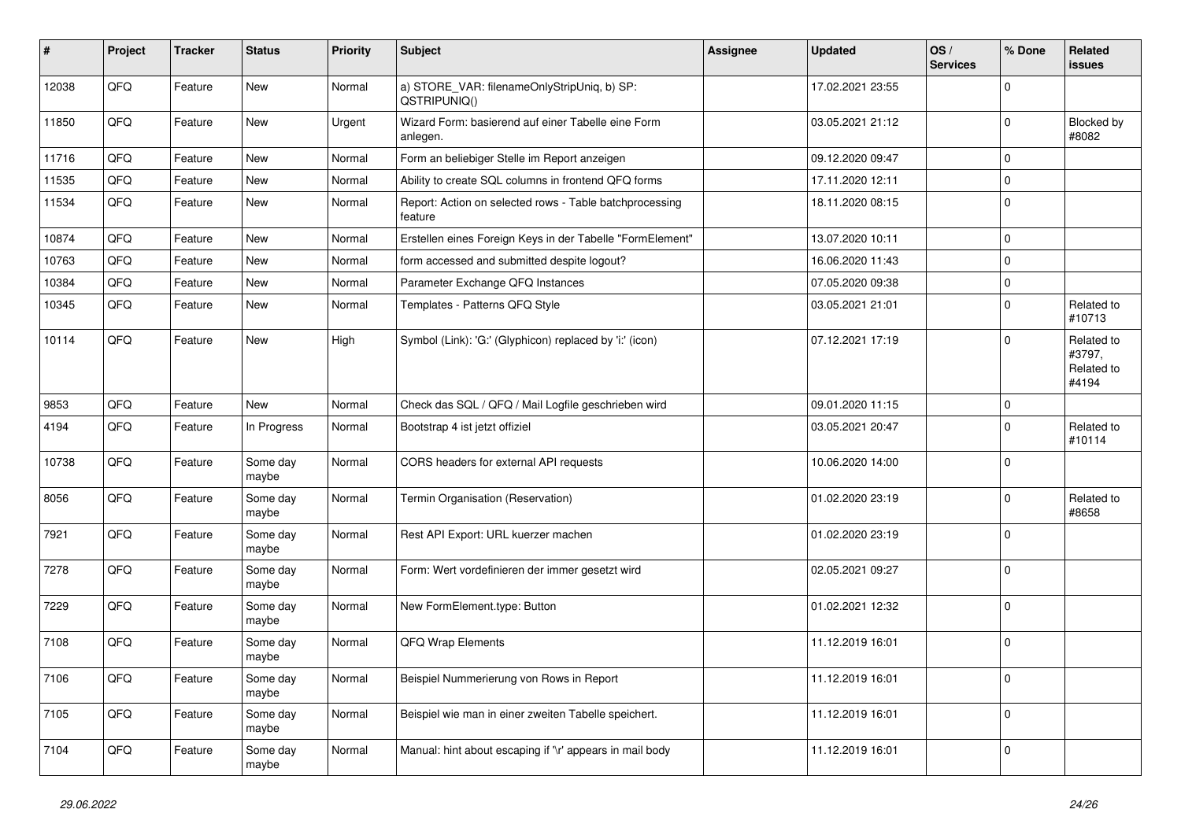| # | Project | Tracker | Status | Priority | Subject | Assignee | Updated | OS / Services | % Done | Related issues |
|---|---|---|---|---|---|---|---|---|---|---|
| 12038 | QFQ | Feature | New | Normal | a) STORE_VAR: filenameOnlyStripUniq, b) SP: QSTRIPUNIQ() | | 17.02.2021 23:55 | | 0 | |
| 11850 | QFQ | Feature | New | Urgent | Wizard Form: basierend auf einer Tabelle eine Form anlegen. | | 03.05.2021 21:12 | | 0 | Blocked by #8082 |
| 11716 | QFQ | Feature | New | Normal | Form an beliebiger Stelle im Report anzeigen | | 09.12.2020 09:47 | | 0 | |
| 11535 | QFQ | Feature | New | Normal | Ability to create SQL columns in frontend QFQ forms | | 17.11.2020 12:11 | | 0 | |
| 11534 | QFQ | Feature | New | Normal | Report: Action on selected rows - Table batchprocessing feature | | 18.11.2020 08:15 | | 0 | |
| 10874 | QFQ | Feature | New | Normal | Erstellen eines Foreign Keys in der Tabelle "FormElement" | | 13.07.2020 10:11 | | 0 | |
| 10763 | QFQ | Feature | New | Normal | form accessed and submitted despite logout? | | 16.06.2020 11:43 | | 0 | |
| 10384 | QFQ | Feature | New | Normal | Parameter Exchange QFQ Instances | | 07.05.2020 09:38 | | 0 | |
| 10345 | QFQ | Feature | New | Normal | Templates - Patterns QFQ Style | | 03.05.2021 21:01 | | 0 | Related to #10713 |
| 10114 | QFQ | Feature | New | High | Symbol (Link): 'G:' (Glyphicon) replaced by 'i:' (icon) | | 07.12.2021 17:19 | | 0 | Related to #3797, Related to #4194 |
| 9853 | QFQ | Feature | New | Normal | Check das SQL / QFQ / Mail Logfile geschrieben wird | | 09.01.2020 11:15 | | 0 | |
| 4194 | QFQ | Feature | In Progress | Normal | Bootstrap 4 ist jetzt offiziel | | 03.05.2021 20:47 | | 0 | Related to #10114 |
| 10738 | QFQ | Feature | Some day maybe | Normal | CORS headers for external API requests | | 10.06.2020 14:00 | | 0 | |
| 8056 | QFQ | Feature | Some day maybe | Normal | Termin Organisation (Reservation) | | 01.02.2020 23:19 | | 0 | Related to #8658 |
| 7921 | QFQ | Feature | Some day maybe | Normal | Rest API Export: URL kuerzer machen | | 01.02.2020 23:19 | | 0 | |
| 7278 | QFQ | Feature | Some day maybe | Normal | Form: Wert vordefinieren der immer gesetzt wird | | 02.05.2021 09:27 | | 0 | |
| 7229 | QFQ | Feature | Some day maybe | Normal | New FormElement.type: Button | | 01.02.2021 12:32 | | 0 | |
| 7108 | QFQ | Feature | Some day maybe | Normal | QFQ Wrap Elements | | 11.12.2019 16:01 | | 0 | |
| 7106 | QFQ | Feature | Some day maybe | Normal | Beispiel Nummerierung von Rows in Report | | 11.12.2019 16:01 | | 0 | |
| 7105 | QFQ | Feature | Some day maybe | Normal | Beispiel wie man in einer zweiten Tabelle speichert. | | 11.12.2019 16:01 | | 0 | |
| 7104 | QFQ | Feature | Some day maybe | Normal | Manual: hint about escaping if '\r' appears in mail body | | 11.12.2019 16:01 | | 0 | |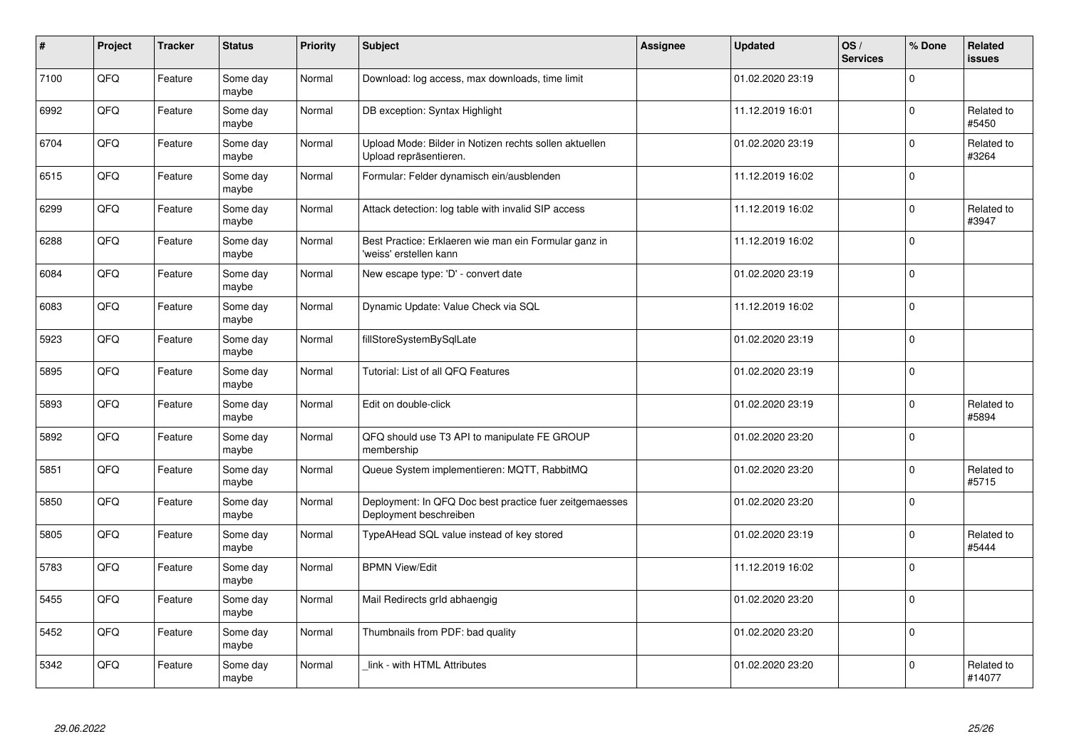| # | Project | Tracker | Status | Priority | Subject | Assignee | Updated | OS / Services | % Done | Related issues |
|---|---|---|---|---|---|---|---|---|---|---|
| 7100 | QFQ | Feature | Some day maybe | Normal | Download: log access, max downloads, time limit | | 01.02.2020 23:19 | | 0 | |
| 6992 | QFQ | Feature | Some day maybe | Normal | DB exception: Syntax Highlight | | 11.12.2019 16:01 | | 0 | Related to #5450 |
| 6704 | QFQ | Feature | Some day maybe | Normal | Upload Mode: Bilder in Notizen rechts sollen aktuellen Upload repräsentieren. | | 01.02.2020 23:19 | | 0 | Related to #3264 |
| 6515 | QFQ | Feature | Some day maybe | Normal | Formular: Felder dynamisch ein/ausblenden | | 11.12.2019 16:02 | | 0 | |
| 6299 | QFQ | Feature | Some day maybe | Normal | Attack detection: log table with invalid SIP access | | 11.12.2019 16:02 | | 0 | Related to #3947 |
| 6288 | QFQ | Feature | Some day maybe | Normal | Best Practice: Erklaeren wie man ein Formular ganz in 'weiss' erstellen kann | | 11.12.2019 16:02 | | 0 | |
| 6084 | QFQ | Feature | Some day maybe | Normal | New escape type: 'D' - convert date | | 01.02.2020 23:19 | | 0 | |
| 6083 | QFQ | Feature | Some day maybe | Normal | Dynamic Update: Value Check via SQL | | 11.12.2019 16:02 | | 0 | |
| 5923 | QFQ | Feature | Some day maybe | Normal | fillStoreSystemBySqlLate | | 01.02.2020 23:19 | | 0 | |
| 5895 | QFQ | Feature | Some day maybe | Normal | Tutorial: List of all QFQ Features | | 01.02.2020 23:19 | | 0 | |
| 5893 | QFQ | Feature | Some day maybe | Normal | Edit on double-click | | 01.02.2020 23:19 | | 0 | Related to #5894 |
| 5892 | QFQ | Feature | Some day maybe | Normal | QFQ should use T3 API to manipulate FE GROUP membership | | 01.02.2020 23:20 | | 0 | |
| 5851 | QFQ | Feature | Some day maybe | Normal | Queue System implementieren: MQTT, RabbitMQ | | 01.02.2020 23:20 | | 0 | Related to #5715 |
| 5850 | QFQ | Feature | Some day maybe | Normal | Deployment: In QFQ Doc best practice fuer zeitgemaesses Deployment beschreiben | | 01.02.2020 23:20 | | 0 | |
| 5805 | QFQ | Feature | Some day maybe | Normal | TypeAHead SQL value instead of key stored | | 01.02.2020 23:19 | | 0 | Related to #5444 |
| 5783 | QFQ | Feature | Some day maybe | Normal | BPMN View/Edit | | 11.12.2019 16:02 | | 0 | |
| 5455 | QFQ | Feature | Some day maybe | Normal | Mail Redirects grId abhaengig | | 01.02.2020 23:20 | | 0 | |
| 5452 | QFQ | Feature | Some day maybe | Normal | Thumbnails from PDF: bad quality | | 01.02.2020 23:20 | | 0 | |
| 5342 | QFQ | Feature | Some day maybe | Normal | _link - with HTML Attributes | | 01.02.2020 23:20 | | 0 | Related to #14077 |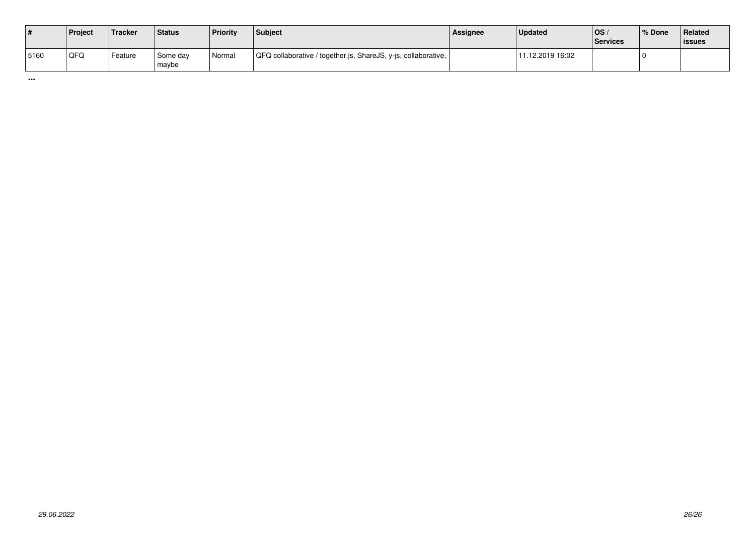| # | Project | Tracker | Status | Priority | Subject | Assignee | Updated | OS / Services | % Done | Related issues |
|---|---|---|---|---|---|---|---|---|---|---|
| 5160 | QFQ | Feature | Some day maybe | Normal | QFQ collaborative / together.js, ShareJS, y-js, collaborative, | | 11.12.2019 16:02 | | 0 | |

**...**